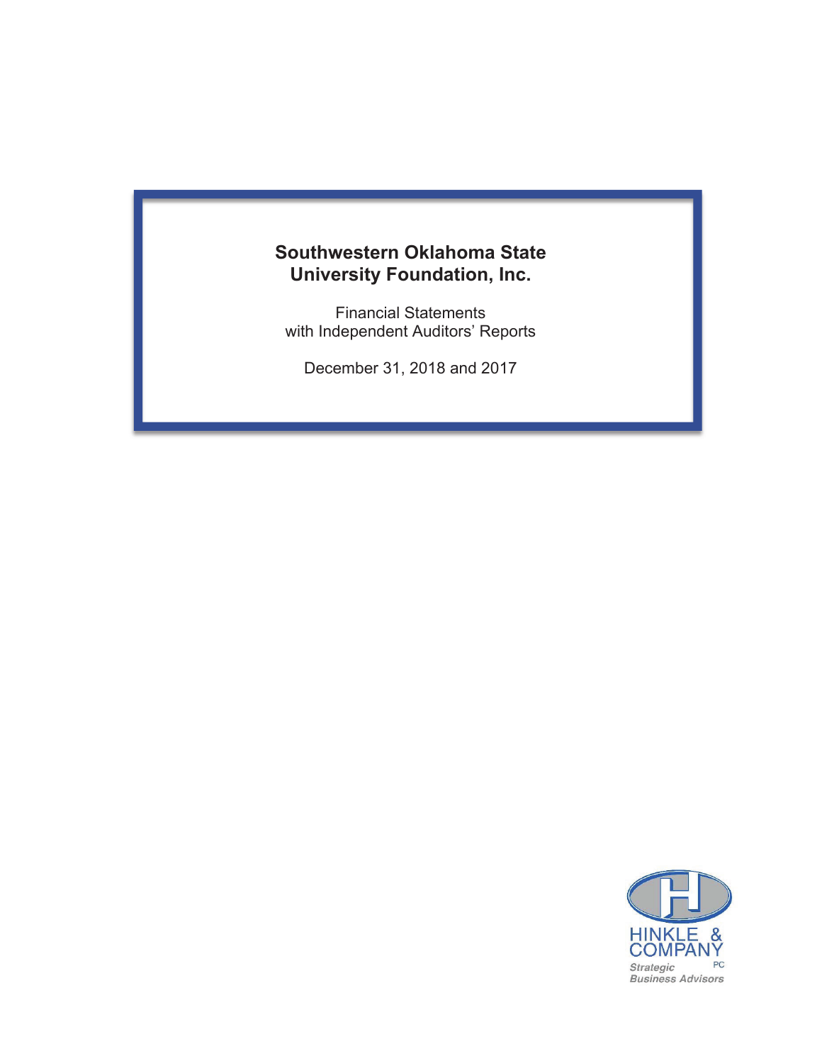# Southwestern Oklahoma State University Foundation, Inc.

Financial Statements
with Independent Auditors' Reports

December 31, 2018 and 2017

HINKLE & COMPANY PC
*Strategic Business Advisors*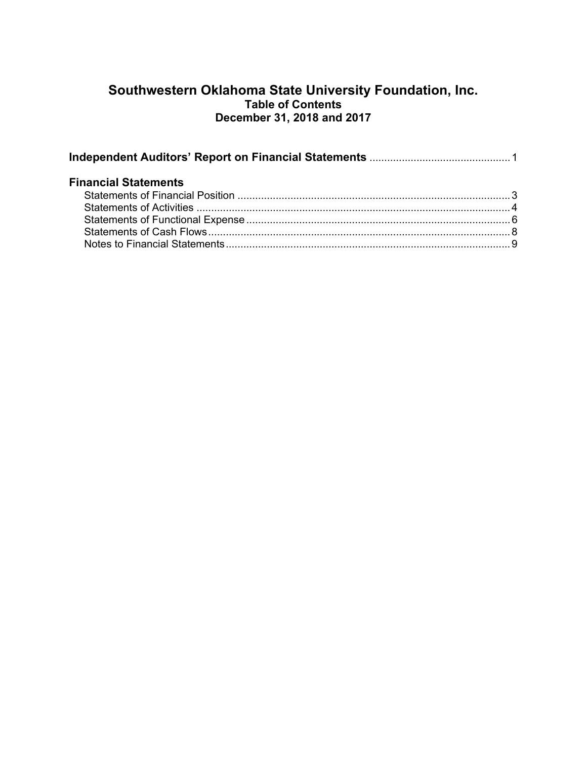# Southwestern Oklahoma State University Foundation, Inc.
## Table of Contents
## December 31, 2018 and 2017

| | |
|---|---|
| **Independent Auditors' Report on Financial Statements** | 1 |
| **Financial Statements** | |
| Statements of Financial Position | 3 |
| Statements of Activities | 4 |
| Statements of Functional Expense | 6 |
| Statements of Cash Flows | 8 |
| Notes to Financial Statements | 9 |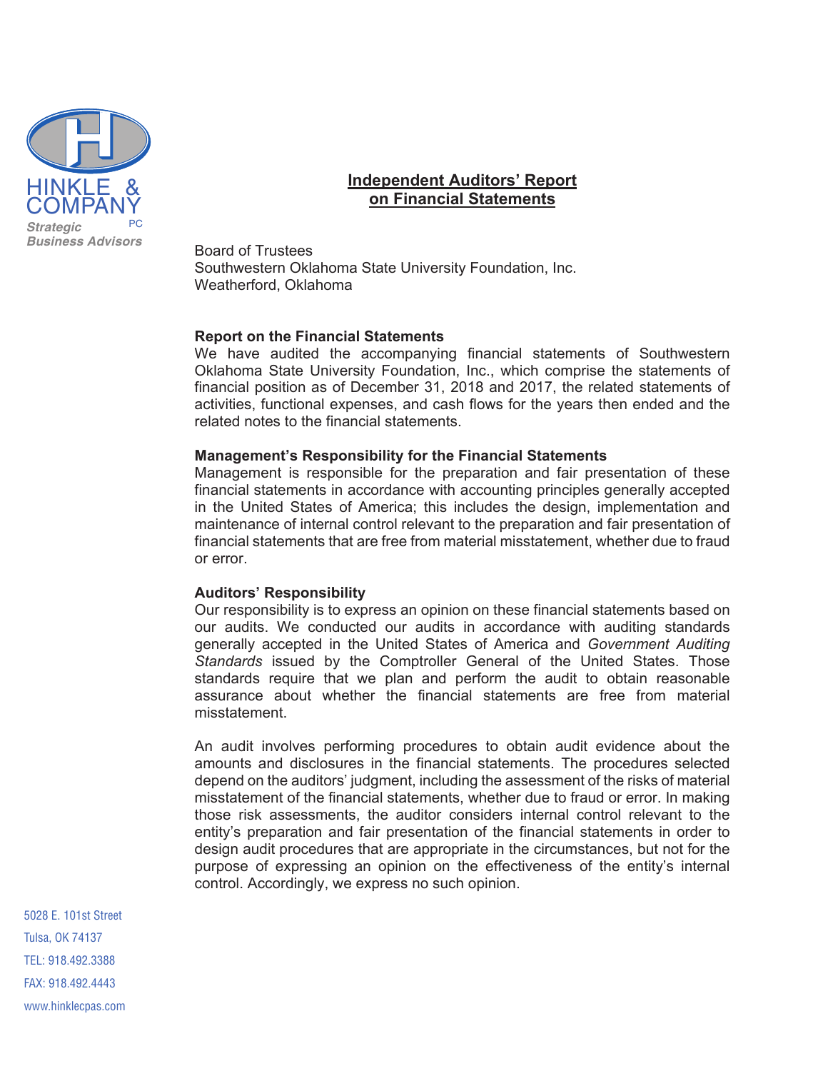HINKLE & COMPANY PC

*Strategic Business Advisors*

## Independent Auditors' Report on Financial Statements

Board of Trustees
Southwestern Oklahoma State University Foundation, Inc.
Weatherford, Oklahoma

**Report on the Financial Statements**

We have audited the accompanying financial statements of Southwestern Oklahoma State University Foundation, Inc., which comprise the statements of financial position as of December 31, 2018 and 2017, the related statements of activities, functional expenses, and cash flows for the years then ended and the related notes to the financial statements.

**Management's Responsibility for the Financial Statements**

Management is responsible for the preparation and fair presentation of these financial statements in accordance with accounting principles generally accepted in the United States of America; this includes the design, implementation and maintenance of internal control relevant to the preparation and fair presentation of financial statements that are free from material misstatement, whether due to fraud or error.

**Auditors' Responsibility**

Our responsibility is to express an opinion on these financial statements based on our audits. We conducted our audits in accordance with auditing standards generally accepted in the United States of America and *Government Auditing Standards* issued by the Comptroller General of the United States. Those standards require that we plan and perform the audit to obtain reasonable assurance about whether the financial statements are free from material misstatement.

An audit involves performing procedures to obtain audit evidence about the amounts and disclosures in the financial statements. The procedures selected depend on the auditors' judgment, including the assessment of the risks of material misstatement of the financial statements, whether due to fraud or error. In making those risk assessments, the auditor considers internal control relevant to the entity's preparation and fair presentation of the financial statements in order to design audit procedures that are appropriate in the circumstances, but not for the purpose of expressing an opinion on the effectiveness of the entity's internal control. Accordingly, we express no such opinion.

5028 E. 101st Street
Tulsa, OK 74137
TEL: 918.492.3388
FAX: 918.492.4443
www.hinklecpas.com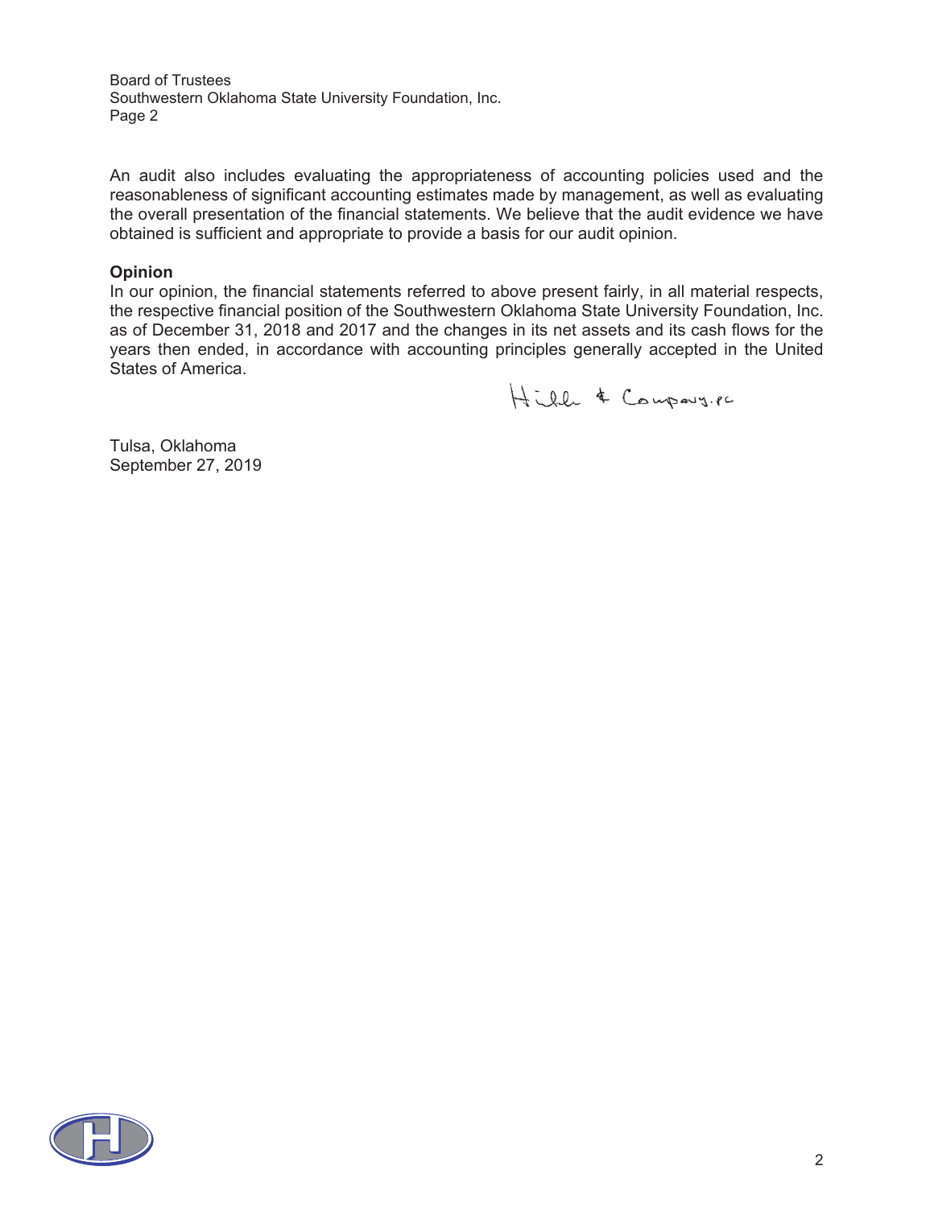Board of Trustees
Southwestern Oklahoma State University Foundation, Inc.
Page 2

An audit also includes evaluating the appropriateness of accounting policies used and the reasonableness of significant accounting estimates made by management, as well as evaluating the overall presentation of the financial statements. We believe that the audit evidence we have obtained is sufficient and appropriate to provide a basis for our audit opinion.

**Opinion**

In our opinion, the financial statements referred to above present fairly, in all material respects, the respective financial position of the Southwestern Oklahoma State University Foundation, Inc. as of December 31, 2018 and 2017 and the changes in its net assets and its cash flows for the years then ended, in accordance with accounting principles generally accepted in the United States of America.

Hinkle & Company, PC

Tulsa, Oklahoma
September 27, 2019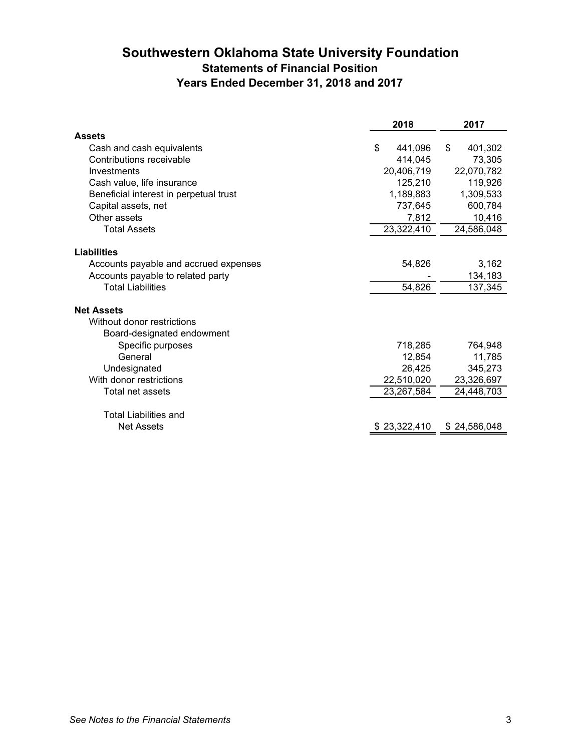# Southwestern Oklahoma State University Foundation

## Statements of Financial Position

### Years Ended December 31, 2018 and 2017

| | 2018 | 2017 |
|---|---|---|
| **Assets** | | |
| Cash and cash equivalents | $ 441,096 | $ 401,302 |
| Contributions receivable | 414,045 | 73,305 |
| Investments | 20,406,719 | 22,070,782 |
| Cash value, life insurance | 125,210 | 119,926 |
| Beneficial interest in perpetual trust | 1,189,883 | 1,309,533 |
| Capital assets, net | 737,645 | 600,784 |
| Other assets | 7,812 | 10,416 |
| Total Assets | 23,322,410 | 24,586,048 |
| **Liabilities** | | |
| Accounts payable and accrued expenses | 54,826 | 3,162 |
| Accounts payable to related party | - | 134,183 |
| Total Liabilities | 54,826 | 137,345 |
| **Net Assets** | | |
| Without donor restrictions | | |
| Board-designated endowment | | |
| Specific purposes | 718,285 | 764,948 |
| General | 12,854 | 11,785 |
| Undesignated | 26,425 | 345,273 |
| With donor restrictions | 22,510,020 | 23,326,697 |
| Total net assets | 23,267,584 | 24,448,703 |
| Total Liabilities and Net Assets | $ 23,322,410 | $ 24,586,048 |

*See Notes to the Financial Statements*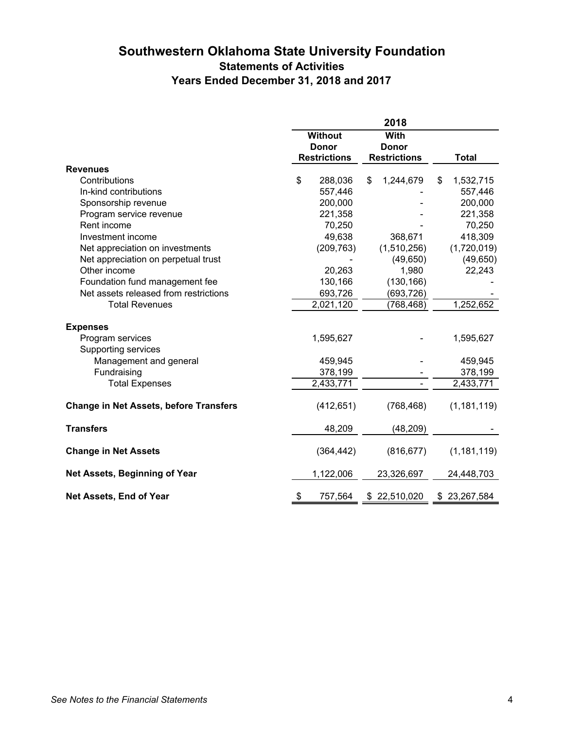# Southwestern Oklahoma State University Foundation

## Statements of Activities

### Years Ended December 31, 2018 and 2017

| | 2018 | | |
|---|---|---|---|
| | Without Donor Restrictions | With Donor Restrictions | Total |
| **Revenues** | | | |
| Contributions | $ 288,036 | $ 1,244,679 | $ 1,532,715 |
| In-kind contributions | 557,446 | - | 557,446 |
| Sponsorship revenue | 200,000 | - | 200,000 |
| Program service revenue | 221,358 | - | 221,358 |
| Rent income | 70,250 | - | 70,250 |
| Investment income | 49,638 | 368,671 | 418,309 |
| Net appreciation on investments | (209,763) | (1,510,256) | (1,720,019) |
| Net appreciation on perpetual trust | - | (49,650) | (49,650) |
| Other income | 20,263 | 1,980 | 22,243 |
| Foundation fund management fee | 130,166 | (130,166) | - |
| Net assets released from restrictions | 693,726 | (693,726) | - |
| Total Revenues | 2,021,120 | (768,468) | 1,252,652 |
| **Expenses** | | | |
| Program services | 1,595,627 | - | 1,595,627 |
| Supporting services | | | |
| Management and general | 459,945 | - | 459,945 |
| Fundraising | 378,199 | - | 378,199 |
| Total Expenses | 2,433,771 | - | 2,433,771 |
| **Change in Net Assets, before Transfers** | (412,651) | (768,468) | (1,181,119) |
| **Transfers** | 48,209 | (48,209) | - |
| **Change in Net Assets** | (364,442) | (816,677) | (1,181,119) |
| **Net Assets, Beginning of Year** | 1,122,006 | 23,326,697 | 24,448,703 |
| **Net Assets, End of Year** | $ 757,564 | $ 22,510,020 | $ 23,267,584 |

*See Notes to the Financial Statements*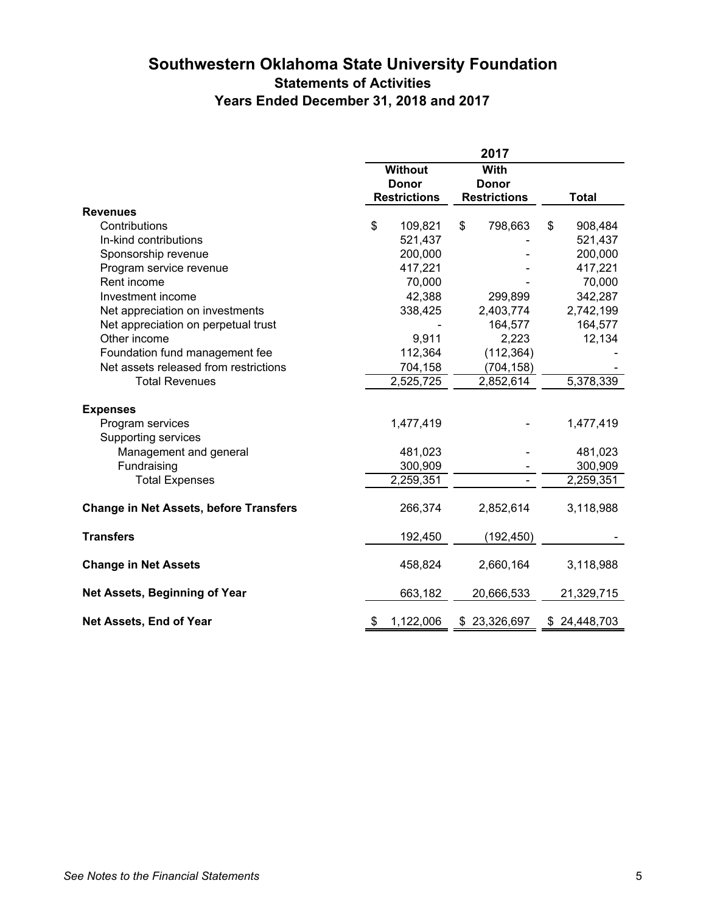# Southwestern Oklahoma State University Foundation
## Statements of Activities
## Years Ended December 31, 2018 and 2017

| | 2017 | | |
|---|---|---|---|
| | Without Donor Restrictions | With Donor Restrictions | Total |
| **Revenues** | | | |
| Contributions | $ 109,821 | $ 798,663 | $ 908,484 |
| In-kind contributions | 521,437 | - | 521,437 |
| Sponsorship revenue | 200,000 | - | 200,000 |
| Program service revenue | 417,221 | - | 417,221 |
| Rent income | 70,000 | - | 70,000 |
| Investment income | 42,388 | 299,899 | 342,287 |
| Net appreciation on investments | 338,425 | 2,403,774 | 2,742,199 |
| Net appreciation on perpetual trust | - | 164,577 | 164,577 |
| Other income | 9,911 | 2,223 | 12,134 |
| Foundation fund management fee | 112,364 | (112,364) | - |
| Net assets released from restrictions | 704,158 | (704,158) | - |
| Total Revenues | 2,525,725 | 2,852,614 | 5,378,339 |
| **Expenses** | | | |
| Program services | 1,477,419 | - | 1,477,419 |
| Supporting services | | | |
| Management and general | 481,023 | - | 481,023 |
| Fundraising | 300,909 | - | 300,909 |
| Total Expenses | 2,259,351 | - | 2,259,351 |
| **Change in Net Assets, before Transfers** | 266,374 | 2,852,614 | 3,118,988 |
| **Transfers** | 192,450 | (192,450) | - |
| **Change in Net Assets** | 458,824 | 2,660,164 | 3,118,988 |
| **Net Assets, Beginning of Year** | 663,182 | 20,666,533 | 21,329,715 |
| **Net Assets, End of Year** | $ 1,122,006 | $ 23,326,697 | $ 24,448,703 |

*See Notes to the Financial Statements*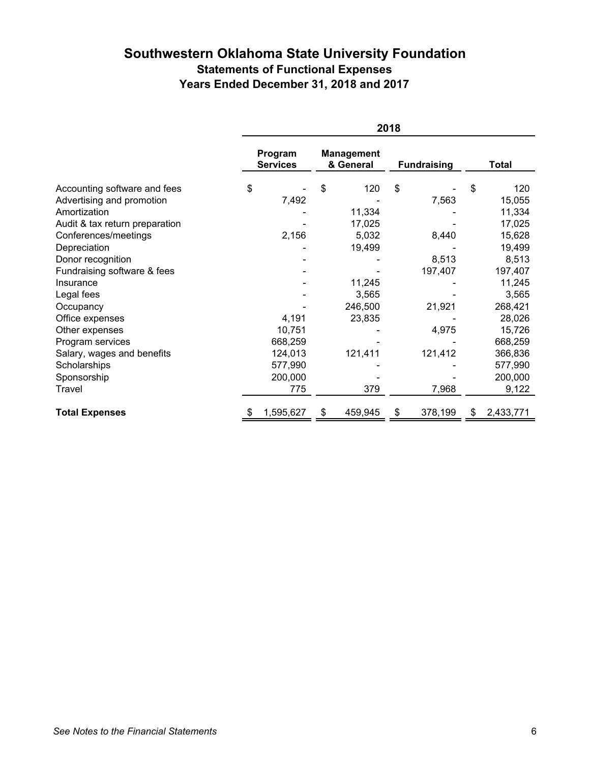# Southwestern Oklahoma State University Foundation

## Statements of Functional Expenses

## Years Ended December 31, 2018 and 2017

| | 2018 | | | |
|---|---|---|---|---|
| | Program Services | Management & General | Fundraising | Total |
| Accounting software and fees | $ - | $ 120 | $ - | $ 120 |
| Advertising and promotion | 7,492 | - | 7,563 | 15,055 |
| Amortization | - | 11,334 | - | 11,334 |
| Audit & tax return preparation | - | 17,025 | - | 17,025 |
| Conferences/meetings | 2,156 | 5,032 | 8,440 | 15,628 |
| Depreciation | - | 19,499 | - | 19,499 |
| Donor recognition | - | - | 8,513 | 8,513 |
| Fundraising software & fees | - | - | 197,407 | 197,407 |
| Insurance | - | 11,245 | - | 11,245 |
| Legal fees | - | 3,565 | - | 3,565 |
| Occupancy | - | 246,500 | 21,921 | 268,421 |
| Office expenses | 4,191 | 23,835 | - | 28,026 |
| Other expenses | 10,751 | - | 4,975 | 15,726 |
| Program services | 668,259 | - | - | 668,259 |
| Salary, wages and benefits | 124,013 | 121,411 | 121,412 | 366,836 |
| Scholarships | 577,990 | - | - | 577,990 |
| Sponsorship | 200,000 | - | - | 200,000 |
| Travel | 775 | 379 | 7,968 | 9,122 |
| **Total Expenses** | $ 1,595,627 | $ 459,945 | $ 378,199 | $ 2,433,771 |

*See Notes to the Financial Statements*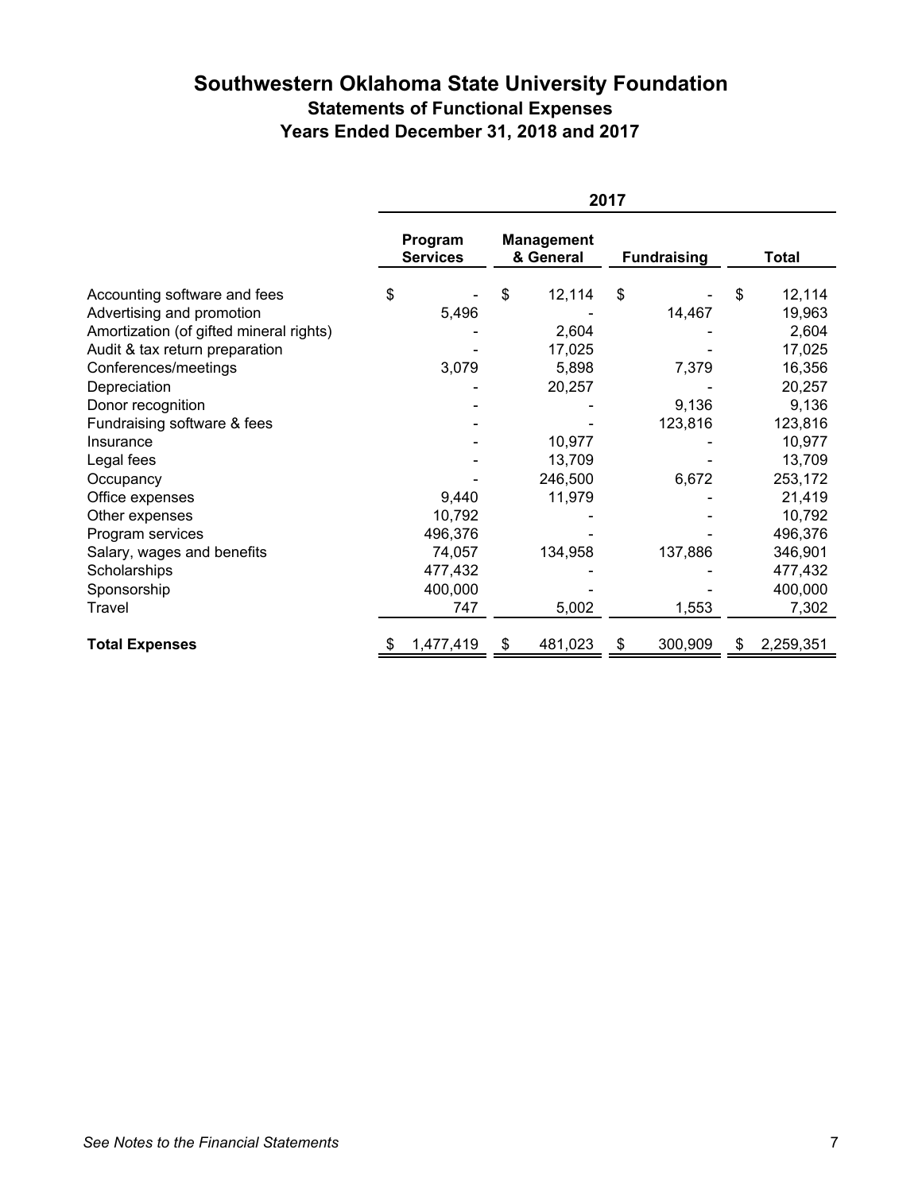# Southwestern Oklahoma State University Foundation
## Statements of Functional Expenses
## Years Ended December 31, 2018 and 2017

| | 2017 | | | |
|---|---|---|---|---|
| | Program Services | Management & General | Fundraising | Total |
| Accounting software and fees | $ - | $ 12,114 | $ - | $ 12,114 |
| Advertising and promotion | 5,496 | - | 14,467 | 19,963 |
| Amortization (of gifted mineral rights) | - | 2,604 | - | 2,604 |
| Audit & tax return preparation | - | 17,025 | - | 17,025 |
| Conferences/meetings | 3,079 | 5,898 | 7,379 | 16,356 |
| Depreciation | - | 20,257 | - | 20,257 |
| Donor recognition | - | - | 9,136 | 9,136 |
| Fundraising software & fees | - | - | 123,816 | 123,816 |
| Insurance | - | 10,977 | - | 10,977 |
| Legal fees | - | 13,709 | - | 13,709 |
| Occupancy | - | 246,500 | 6,672 | 253,172 |
| Office expenses | 9,440 | 11,979 | - | 21,419 |
| Other expenses | 10,792 | - | - | 10,792 |
| Program services | 496,376 | - | - | 496,376 |
| Salary, wages and benefits | 74,057 | 134,958 | 137,886 | 346,901 |
| Scholarships | 477,432 | - | - | 477,432 |
| Sponsorship | 400,000 | - | - | 400,000 |
| Travel | 747 | 5,002 | 1,553 | 7,302 |
| **Total Expenses** | $ 1,477,419 | $ 481,023 | $ 300,909 | $ 2,259,351 |

*See Notes to the Financial Statements*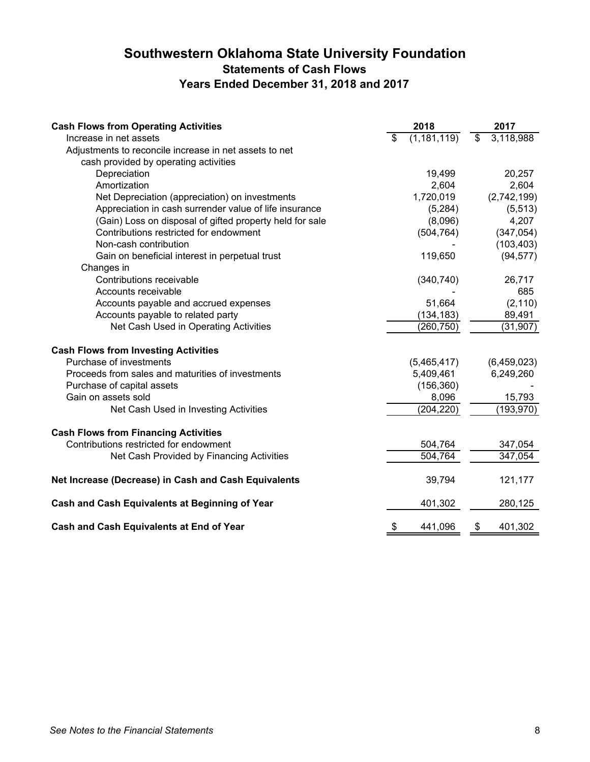# Southwestern Oklahoma State University Foundation

## Statements of Cash Flows

### Years Ended December 31, 2018 and 2017

| | 2018 | 2017 |
|---|---|---|
| **Cash Flows from Operating Activities** | | |
| Increase in net assets | $ (1,181,119) | $ 3,118,988 |
| Adjustments to reconcile increase in net assets to net cash provided by operating activities | | |
| Depreciation | 19,499 | 20,257 |
| Amortization | 2,604 | 2,604 |
| Net Depreciation (appreciation) on investments | 1,720,019 | (2,742,199) |
| Appreciation in cash surrender value of life insurance | (5,284) | (5,513) |
| (Gain) Loss on disposal of gifted property held for sale | (8,096) | 4,207 |
| Contributions restricted for endowment | (504,764) | (347,054) |
| Non-cash contribution | - | (103,403) |
| Gain on beneficial interest in perpetual trust | 119,650 | (94,577) |
| Changes in | | |
| Contributions receivable | (340,740) | 26,717 |
| Accounts receivable | - | 685 |
| Accounts payable and accrued expenses | 51,664 | (2,110) |
| Accounts payable to related party | (134,183) | 89,491 |
| Net Cash Used in Operating Activities | (260,750) | (31,907) |
| **Cash Flows from Investing Activities** | | |
| Purchase of investments | (5,465,417) | (6,459,023) |
| Proceeds from sales and maturities of investments | 5,409,461 | 6,249,260 |
| Purchase of capital assets | (156,360) | - |
| Gain on assets sold | 8,096 | 15,793 |
| Net Cash Used in Investing Activities | (204,220) | (193,970) |
| **Cash Flows from Financing Activities** | | |
| Contributions restricted for endowment | 504,764 | 347,054 |
| Net Cash Provided by Financing Activities | 504,764 | 347,054 |
| **Net Increase (Decrease) in Cash and Cash Equivalents** | 39,794 | 121,177 |
| **Cash and Cash Equivalents at Beginning of Year** | 401,302 | 280,125 |
| **Cash and Cash Equivalents at End of Year** | $ 441,096 | $ 401,302 |

*See Notes to the Financial Statements*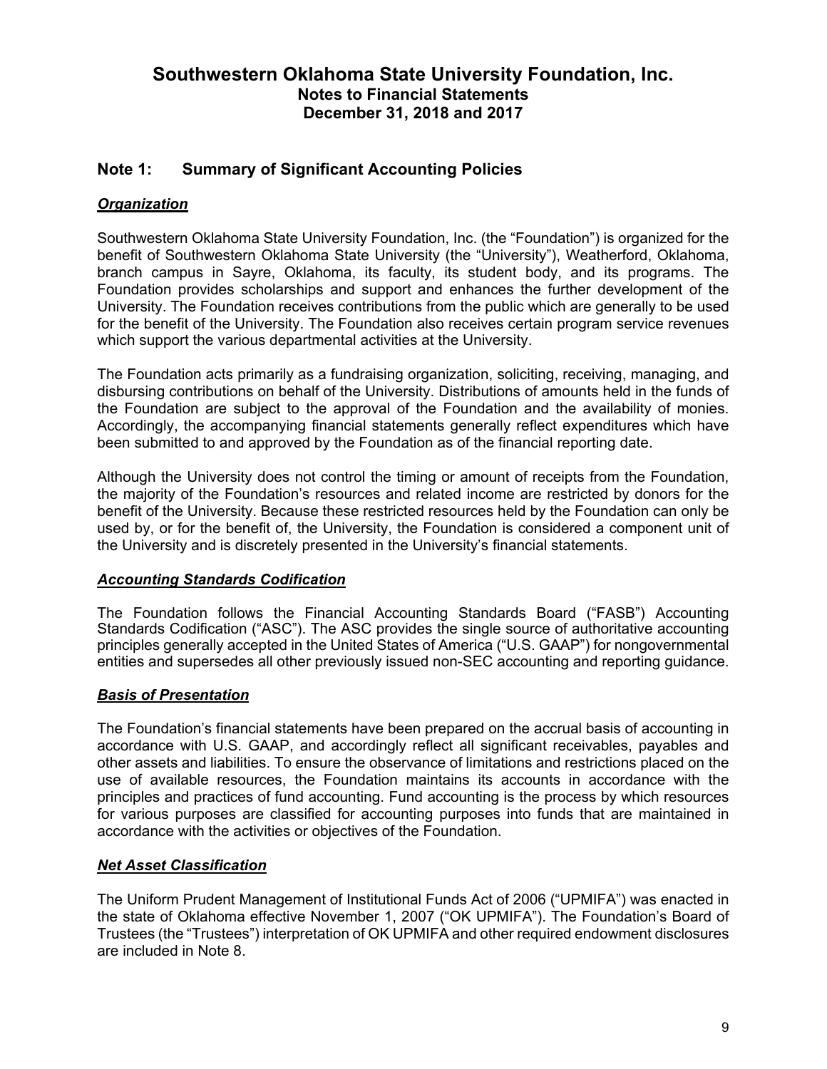## Note 1: Summary of Significant Accounting Policies

### *Organization*

Southwestern Oklahoma State University Foundation, Inc. (the "Foundation") is organized for the benefit of Southwestern Oklahoma State University (the "University"), Weatherford, Oklahoma, branch campus in Sayre, Oklahoma, its faculty, its student body, and its programs. The Foundation provides scholarships and support and enhances the further development of the University. The Foundation receives contributions from the public which are generally to be used for the benefit of the University. The Foundation also receives certain program service revenues which support the various departmental activities at the University.

The Foundation acts primarily as a fundraising organization, soliciting, receiving, managing, and disbursing contributions on behalf of the University. Distributions of amounts held in the funds of the Foundation are subject to the approval of the Foundation and the availability of monies. Accordingly, the accompanying financial statements generally reflect expenditures which have been submitted to and approved by the Foundation as of the financial reporting date.

Although the University does not control the timing or amount of receipts from the Foundation, the majority of the Foundation's resources and related income are restricted by donors for the benefit of the University. Because these restricted resources held by the Foundation can only be used by, or for the benefit of, the University, the Foundation is considered a component unit of the University and is discretely presented in the University's financial statements.

### *Accounting Standards Codification*

The Foundation follows the Financial Accounting Standards Board ("FASB") Accounting Standards Codification ("ASC"). The ASC provides the single source of authoritative accounting principles generally accepted in the United States of America ("U.S. GAAP") for nongovernmental entities and supersedes all other previously issued non-SEC accounting and reporting guidance.

### *Basis of Presentation*

The Foundation's financial statements have been prepared on the accrual basis of accounting in accordance with U.S. GAAP, and accordingly reflect all significant receivables, payables and other assets and liabilities. To ensure the observance of limitations and restrictions placed on the use of available resources, the Foundation maintains its accounts in accordance with the principles and practices of fund accounting. Fund accounting is the process by which resources for various purposes are classified for accounting purposes into funds that are maintained in accordance with the activities or objectives of the Foundation.

### *Net Asset Classification*

The Uniform Prudent Management of Institutional Funds Act of 2006 ("UPMIFA") was enacted in the state of Oklahoma effective November 1, 2007 ("OK UPMIFA"). The Foundation's Board of Trustees (the "Trustees") interpretation of OK UPMIFA and other required endowment disclosures are included in Note 8.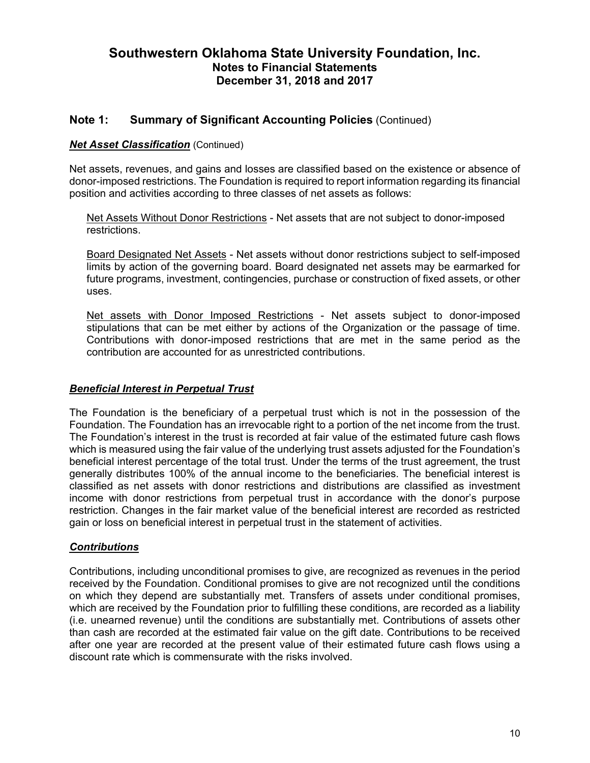# Southwestern Oklahoma State University Foundation, Inc.
## Notes to Financial Statements
## December 31, 2018 and 2017

## Note 1: Summary of Significant Accounting Policies (Continued)

***Net Asset Classification*** (Continued)

Net assets, revenues, and gains and losses are classified based on the existence or absence of donor-imposed restrictions. The Foundation is required to report information regarding its financial position and activities according to three classes of net assets as follows:

Net Assets Without Donor Restrictions - Net assets that are not subject to donor-imposed restrictions.

Board Designated Net Assets - Net assets without donor restrictions subject to self-imposed limits by action of the governing board. Board designated net assets may be earmarked for future programs, investment, contingencies, purchase or construction of fixed assets, or other uses.

Net assets with Donor Imposed Restrictions - Net assets subject to donor-imposed stipulations that can be met either by actions of the Organization or the passage of time. Contributions with donor-imposed restrictions that are met in the same period as the contribution are accounted for as unrestricted contributions.

***Beneficial Interest in Perpetual Trust***

The Foundation is the beneficiary of a perpetual trust which is not in the possession of the Foundation. The Foundation has an irrevocable right to a portion of the net income from the trust. The Foundation's interest in the trust is recorded at fair value of the estimated future cash flows which is measured using the fair value of the underlying trust assets adjusted for the Foundation's beneficial interest percentage of the total trust. Under the terms of the trust agreement, the trust generally distributes 100% of the annual income to the beneficiaries. The beneficial interest is classified as net assets with donor restrictions and distributions are classified as investment income with donor restrictions from perpetual trust in accordance with the donor's purpose restriction. Changes in the fair market value of the beneficial interest are recorded as restricted gain or loss on beneficial interest in perpetual trust in the statement of activities.

***Contributions***

Contributions, including unconditional promises to give, are recognized as revenues in the period received by the Foundation. Conditional promises to give are not recognized until the conditions on which they depend are substantially met. Transfers of assets under conditional promises, which are received by the Foundation prior to fulfilling these conditions, are recorded as a liability (i.e. unearned revenue) until the conditions are substantially met. Contributions of assets other than cash are recorded at the estimated fair value on the gift date. Contributions to be received after one year are recorded at the present value of their estimated future cash flows using a discount rate which is commensurate with the risks involved.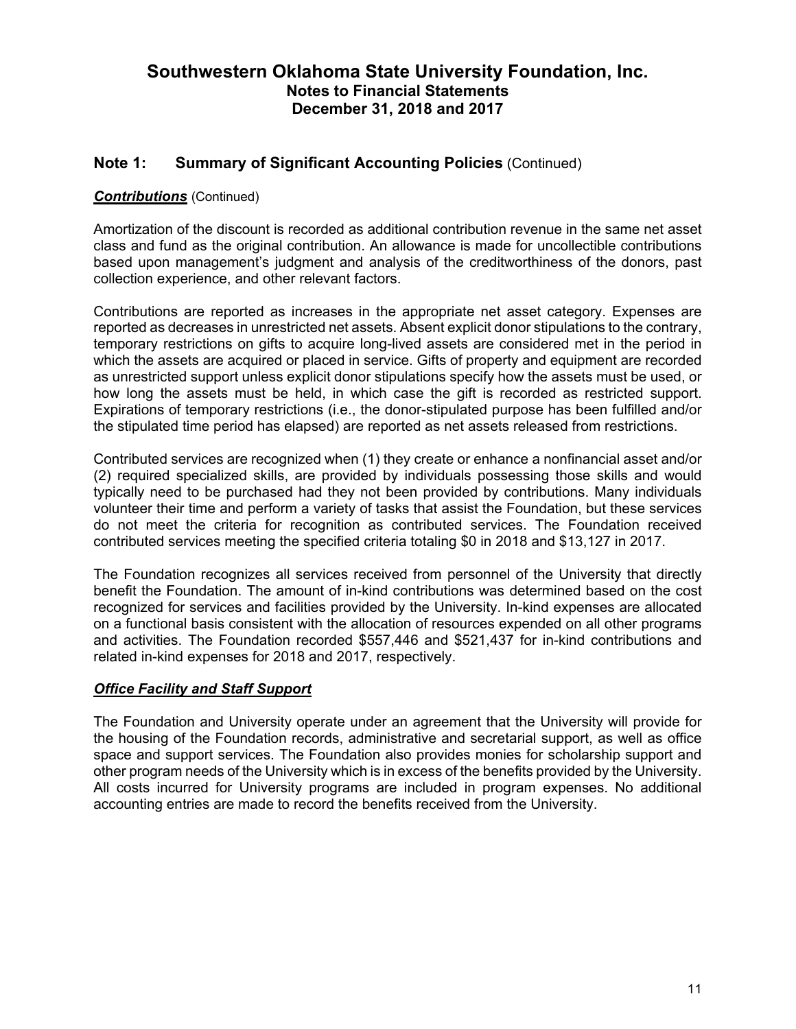# Southwestern Oklahoma State University Foundation, Inc.
## Notes to Financial Statements
## December 31, 2018 and 2017

## Note 1: Summary of Significant Accounting Policies (Continued)

***Contributions*** (Continued)

Amortization of the discount is recorded as additional contribution revenue in the same net asset class and fund as the original contribution. An allowance is made for uncollectible contributions based upon management's judgment and analysis of the creditworthiness of the donors, past collection experience, and other relevant factors.

Contributions are reported as increases in the appropriate net asset category. Expenses are reported as decreases in unrestricted net assets. Absent explicit donor stipulations to the contrary, temporary restrictions on gifts to acquire long-lived assets are considered met in the period in which the assets are acquired or placed in service. Gifts of property and equipment are recorded as unrestricted support unless explicit donor stipulations specify how the assets must be used, or how long the assets must be held, in which case the gift is recorded as restricted support. Expirations of temporary restrictions (i.e., the donor-stipulated purpose has been fulfilled and/or the stipulated time period has elapsed) are reported as net assets released from restrictions.

Contributed services are recognized when (1) they create or enhance a nonfinancial asset and/or (2) required specialized skills, are provided by individuals possessing those skills and would typically need to be purchased had they not been provided by contributions. Many individuals volunteer their time and perform a variety of tasks that assist the Foundation, but these services do not meet the criteria for recognition as contributed services. The Foundation received contributed services meeting the specified criteria totaling $0 in 2018 and $13,127 in 2017.

The Foundation recognizes all services received from personnel of the University that directly benefit the Foundation. The amount of in-kind contributions was determined based on the cost recognized for services and facilities provided by the University. In-kind expenses are allocated on a functional basis consistent with the allocation of resources expended on all other programs and activities. The Foundation recorded $557,446 and $521,437 for in-kind contributions and related in-kind expenses for 2018 and 2017, respectively.

***Office Facility and Staff Support***

The Foundation and University operate under an agreement that the University will provide for the housing of the Foundation records, administrative and secretarial support, as well as office space and support services. The Foundation also provides monies for scholarship support and other program needs of the University which is in excess of the benefits provided by the University. All costs incurred for University programs are included in program expenses. No additional accounting entries are made to record the benefits received from the University.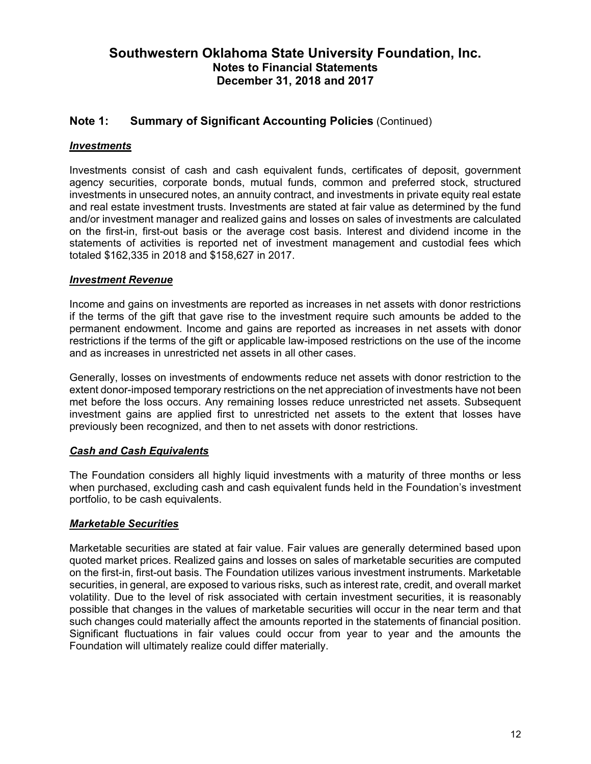## Note 1: Summary of Significant Accounting Policies (Continued)

### *Investments*

Investments consist of cash and cash equivalent funds, certificates of deposit, government agency securities, corporate bonds, mutual funds, common and preferred stock, structured investments in unsecured notes, an annuity contract, and investments in private equity real estate and real estate investment trusts. Investments are stated at fair value as determined by the fund and/or investment manager and realized gains and losses on sales of investments are calculated on the first-in, first-out basis or the average cost basis. Interest and dividend income in the statements of activities is reported net of investment management and custodial fees which totaled $162,335 in 2018 and $158,627 in 2017.

### *Investment Revenue*

Income and gains on investments are reported as increases in net assets with donor restrictions if the terms of the gift that gave rise to the investment require such amounts be added to the permanent endowment. Income and gains are reported as increases in net assets with donor restrictions if the terms of the gift or applicable law-imposed restrictions on the use of the income and as increases in unrestricted net assets in all other cases.

Generally, losses on investments of endowments reduce net assets with donor restriction to the extent donor-imposed temporary restrictions on the net appreciation of investments have not been met before the loss occurs. Any remaining losses reduce unrestricted net assets. Subsequent investment gains are applied first to unrestricted net assets to the extent that losses have previously been recognized, and then to net assets with donor restrictions.

### *Cash and Cash Equivalents*

The Foundation considers all highly liquid investments with a maturity of three months or less when purchased, excluding cash and cash equivalent funds held in the Foundation's investment portfolio, to be cash equivalents.

### *Marketable Securities*

Marketable securities are stated at fair value. Fair values are generally determined based upon quoted market prices. Realized gains and losses on sales of marketable securities are computed on the first-in, first-out basis. The Foundation utilizes various investment instruments. Marketable securities, in general, are exposed to various risks, such as interest rate, credit, and overall market volatility. Due to the level of risk associated with certain investment securities, it is reasonably possible that changes in the values of marketable securities will occur in the near term and that such changes could materially affect the amounts reported in the statements of financial position. Significant fluctuations in fair values could occur from year to year and the amounts the Foundation will ultimately realize could differ materially.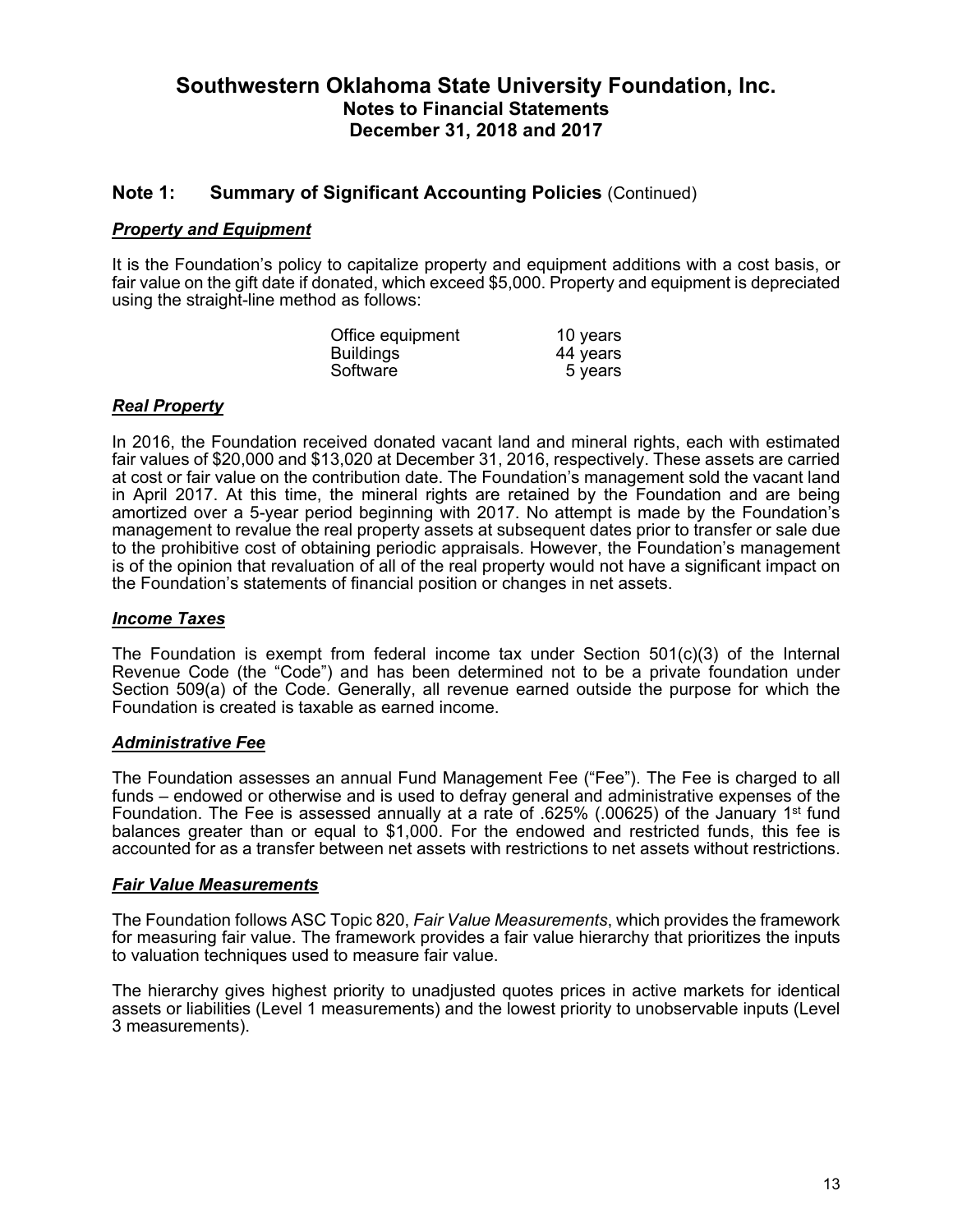# Southwestern Oklahoma State University Foundation, Inc.
## Notes to Financial Statements
## December 31, 2018 and 2017

## Note 1: Summary of Significant Accounting Policies (Continued)

### ***Property and Equipment***

It is the Foundation's policy to capitalize property and equipment additions with a cost basis, or fair value on the gift date if donated, which exceed $5,000. Property and equipment is depreciated using the straight-line method as follows:

| | |
|---|---|
| Office equipment | 10 years |
| Buildings | 44 years |
| Software | 5 years |

### ***Real Property***

In 2016, the Foundation received donated vacant land and mineral rights, each with estimated fair values of $20,000 and $13,020 at December 31, 2016, respectively. These assets are carried at cost or fair value on the contribution date. The Foundation's management sold the vacant land in April 2017. At this time, the mineral rights are retained by the Foundation and are being amortized over a 5-year period beginning with 2017. No attempt is made by the Foundation's management to revalue the real property assets at subsequent dates prior to transfer or sale due to the prohibitive cost of obtaining periodic appraisals. However, the Foundation's management is of the opinion that revaluation of all of the real property would not have a significant impact on the Foundation's statements of financial position or changes in net assets.

### ***Income Taxes***

The Foundation is exempt from federal income tax under Section 501(c)(3) of the Internal Revenue Code (the "Code") and has been determined not to be a private foundation under Section 509(a) of the Code. Generally, all revenue earned outside the purpose for which the Foundation is created is taxable as earned income.

### ***Administrative Fee***

The Foundation assesses an annual Fund Management Fee ("Fee"). The Fee is charged to all funds – endowed or otherwise and is used to defray general and administrative expenses of the Foundation. The Fee is assessed annually at a rate of .625% (.00625) of the January 1st fund balances greater than or equal to $1,000. For the endowed and restricted funds, this fee is accounted for as a transfer between net assets with restrictions to net assets without restrictions.

### ***Fair Value Measurements***

The Foundation follows ASC Topic 820, *Fair Value Measurements*, which provides the framework for measuring fair value. The framework provides a fair value hierarchy that prioritizes the inputs to valuation techniques used to measure fair value.

The hierarchy gives highest priority to unadjusted quotes prices in active markets for identical assets or liabilities (Level 1 measurements) and the lowest priority to unobservable inputs (Level 3 measurements).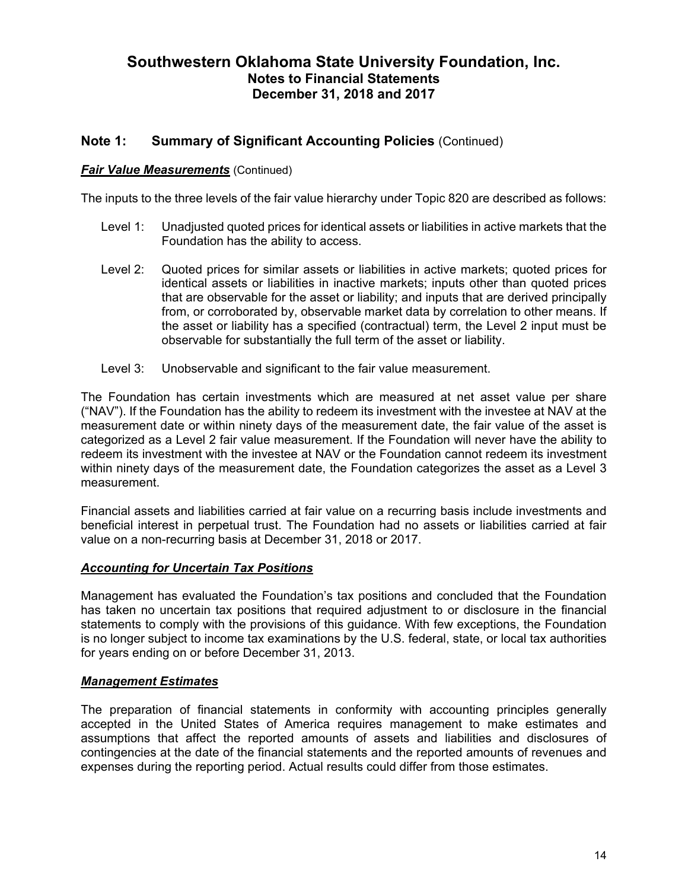# Southwestern Oklahoma State University Foundation, Inc.
## Notes to Financial Statements
## December 31, 2018 and 2017

## Note 1: Summary of Significant Accounting Policies (Continued)

### ***Fair Value Measurements*** (Continued)

The inputs to the three levels of the fair value hierarchy under Topic 820 are described as follows:

Level 1: Unadjusted quoted prices for identical assets or liabilities in active markets that the Foundation has the ability to access.

Level 2: Quoted prices for similar assets or liabilities in active markets; quoted prices for identical assets or liabilities in inactive markets; inputs other than quoted prices that are observable for the asset or liability; and inputs that are derived principally from, or corroborated by, observable market data by correlation to other means. If the asset or liability has a specified (contractual) term, the Level 2 input must be observable for substantially the full term of the asset or liability.

Level 3: Unobservable and significant to the fair value measurement.

The Foundation has certain investments which are measured at net asset value per share ("NAV"). If the Foundation has the ability to redeem its investment with the investee at NAV at the measurement date or within ninety days of the measurement date, the fair value of the asset is categorized as a Level 2 fair value measurement. If the Foundation will never have the ability to redeem its investment with the investee at NAV or the Foundation cannot redeem its investment within ninety days of the measurement date, the Foundation categorizes the asset as a Level 3 measurement.

Financial assets and liabilities carried at fair value on a recurring basis include investments and beneficial interest in perpetual trust. The Foundation had no assets or liabilities carried at fair value on a non-recurring basis at December 31, 2018 or 2017.

### ***Accounting for Uncertain Tax Positions***

Management has evaluated the Foundation's tax positions and concluded that the Foundation has taken no uncertain tax positions that required adjustment to or disclosure in the financial statements to comply with the provisions of this guidance. With few exceptions, the Foundation is no longer subject to income tax examinations by the U.S. federal, state, or local tax authorities for years ending on or before December 31, 2013.

### ***Management Estimates***

The preparation of financial statements in conformity with accounting principles generally accepted in the United States of America requires management to make estimates and assumptions that affect the reported amounts of assets and liabilities and disclosures of contingencies at the date of the financial statements and the reported amounts of revenues and expenses during the reporting period. Actual results could differ from those estimates.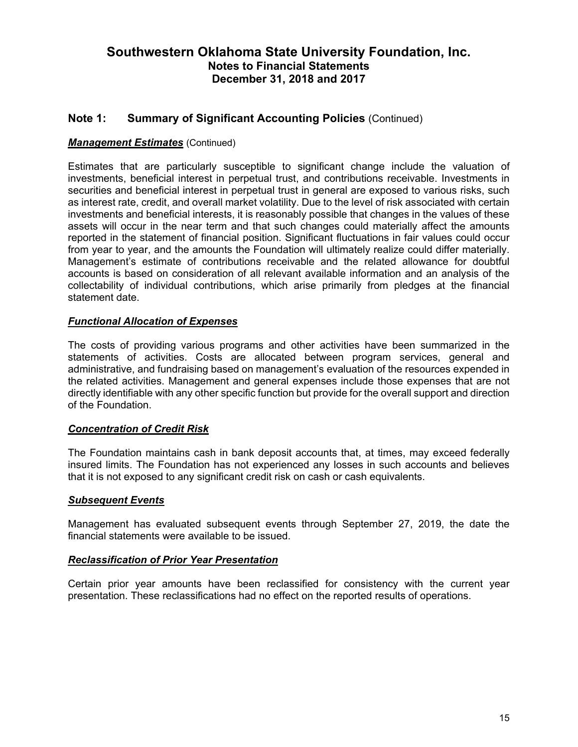# Southwestern Oklahoma State University Foundation, Inc.
## Notes to Financial Statements
## December 31, 2018 and 2017

## Note 1: Summary of Significant Accounting Policies (Continued)

***Management Estimates*** (Continued)

Estimates that are particularly susceptible to significant change include the valuation of investments, beneficial interest in perpetual trust, and contributions receivable. Investments in securities and beneficial interest in perpetual trust in general are exposed to various risks, such as interest rate, credit, and overall market volatility. Due to the level of risk associated with certain investments and beneficial interests, it is reasonably possible that changes in the values of these assets will occur in the near term and that such changes could materially affect the amounts reported in the statement of financial position. Significant fluctuations in fair values could occur from year to year, and the amounts the Foundation will ultimately realize could differ materially. Management's estimate of contributions receivable and the related allowance for doubtful accounts is based on consideration of all relevant available information and an analysis of the collectability of individual contributions, which arise primarily from pledges at the financial statement date.

***Functional Allocation of Expenses***

The costs of providing various programs and other activities have been summarized in the statements of activities. Costs are allocated between program services, general and administrative, and fundraising based on management's evaluation of the resources expended in the related activities. Management and general expenses include those expenses that are not directly identifiable with any other specific function but provide for the overall support and direction of the Foundation.

***Concentration of Credit Risk***

The Foundation maintains cash in bank deposit accounts that, at times, may exceed federally insured limits. The Foundation has not experienced any losses in such accounts and believes that it is not exposed to any significant credit risk on cash or cash equivalents.

***Subsequent Events***

Management has evaluated subsequent events through September 27, 2019, the date the financial statements were available to be issued.

***Reclassification of Prior Year Presentation***

Certain prior year amounts have been reclassified for consistency with the current year presentation. These reclassifications had no effect on the reported results of operations.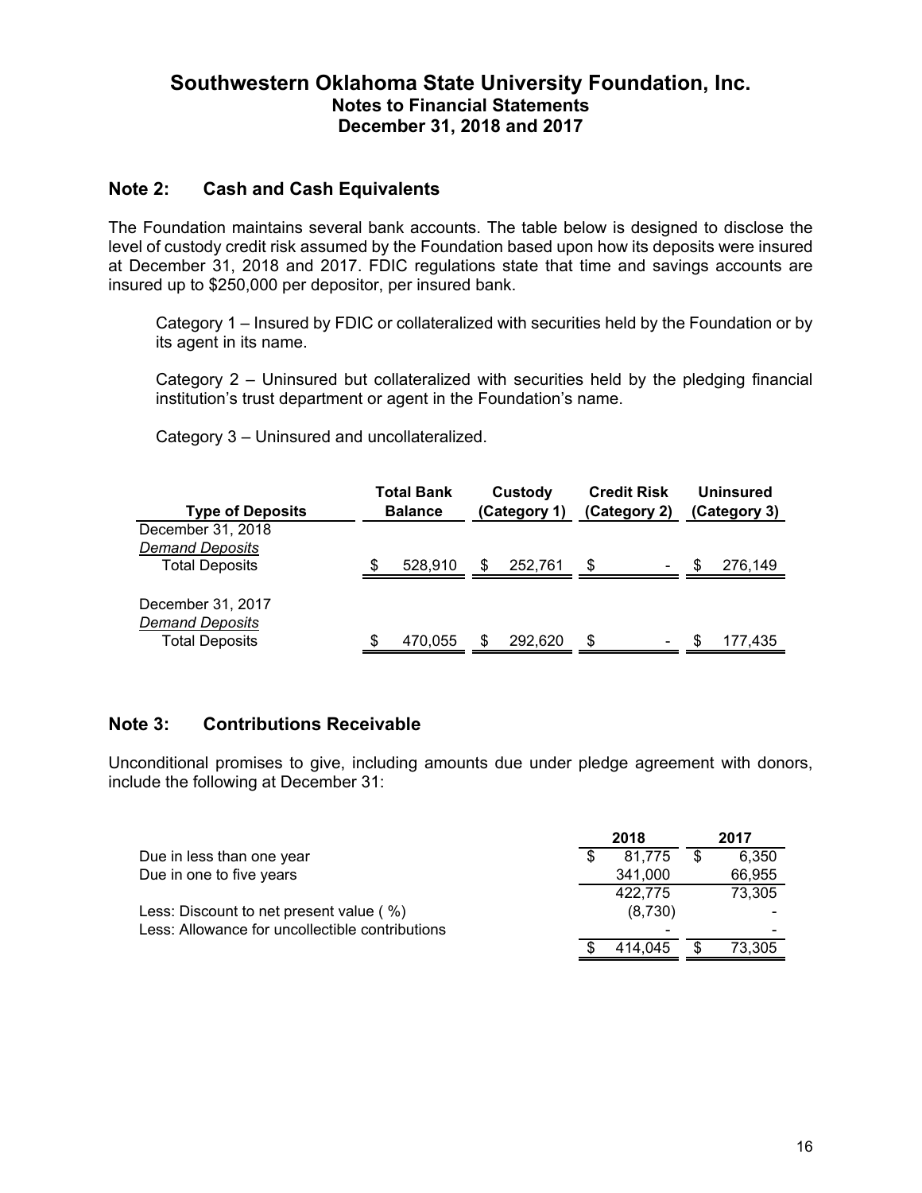# Southwestern Oklahoma State University Foundation, Inc.
## Notes to Financial Statements
## December 31, 2018 and 2017

## Note 2: Cash and Cash Equivalents

The Foundation maintains several bank accounts. The table below is designed to disclose the level of custody credit risk assumed by the Foundation based upon how its deposits were insured at December 31, 2018 and 2017. FDIC regulations state that time and savings accounts are insured up to $250,000 per depositor, per insured bank.

Category 1 – Insured by FDIC or collateralized with securities held by the Foundation or by its agent in its name.

Category 2 – Uninsured but collateralized with securities held by the pledging financial institution's trust department or agent in the Foundation's name.

Category 3 – Uninsured and uncollateralized.

| Type of Deposits | Total Bank Balance | Custody (Category 1) | Credit Risk (Category 2) | Uninsured (Category 3) |
|---|---|---|---|---|
| December 31, 2018 | | | | |
| *Demand Deposits* | | | | |
| Total Deposits | $ 528,910 | $ 252,761 | $ - | $ 276,149 |
| December 31, 2017 | | | | |
| *Demand Deposits* | | | | |
| Total Deposits | $ 470,055 | $ 292,620 | $ - | $ 177,435 |

## Note 3: Contributions Receivable

Unconditional promises to give, including amounts due under pledge agreement with donors, include the following at December 31:

| | 2018 | 2017 |
|---|---|---|
| Due in less than one year | $ 81,775 | $ 6,350 |
| Due in one to five years | 341,000 | 66,955 |
| | 422,775 | 73,305 |
| Less: Discount to net present value ( %) | (8,730) | - |
| Less: Allowance for uncollectible contributions | - | - |
| | $ 414,045 | $ 73,305 |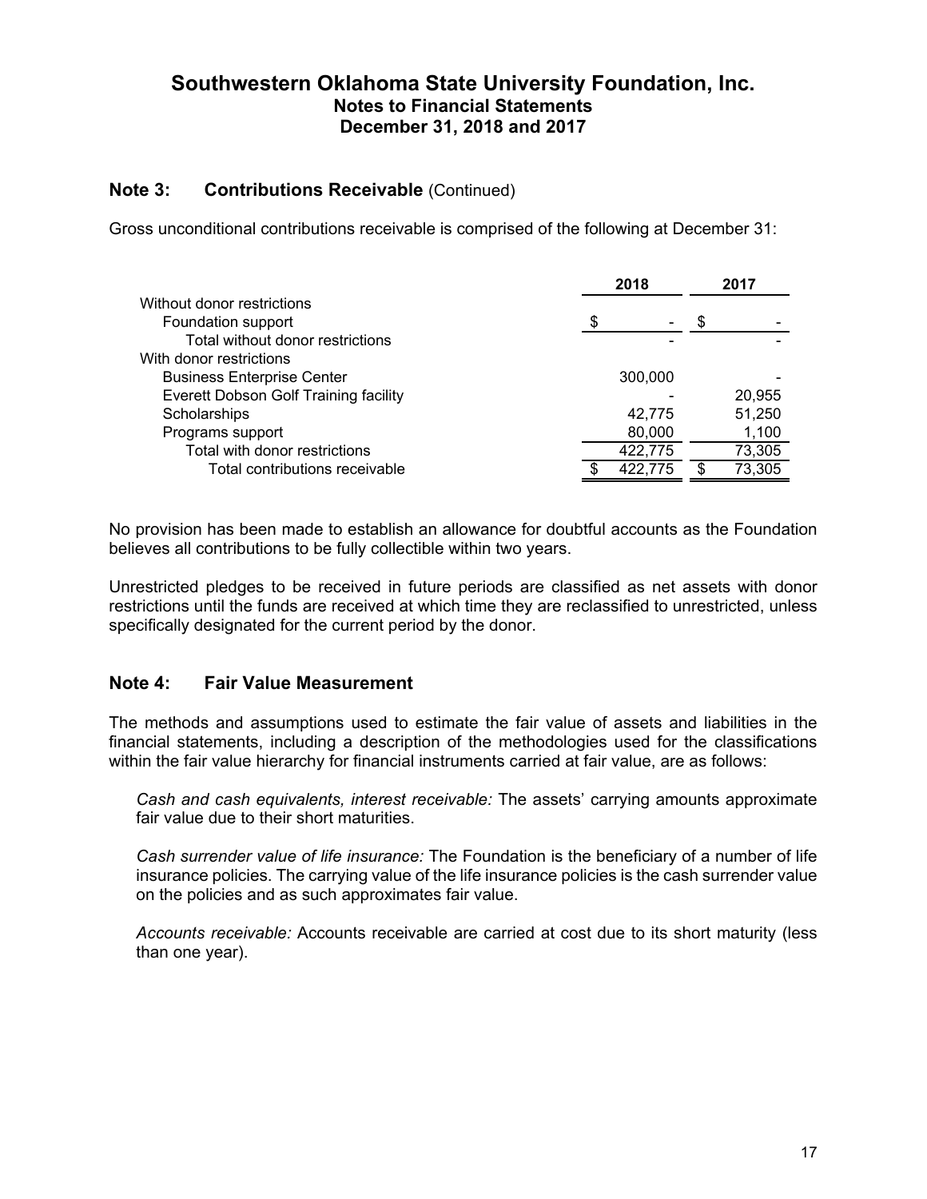# Southwestern Oklahoma State University Foundation, Inc.
## Notes to Financial Statements
## December 31, 2018 and 2017

### Note 3: Contributions Receivable (Continued)

Gross unconditional contributions receivable is comprised of the following at December 31:

| | 2018 | 2017 |
|---|---|---|
| Without donor restrictions | | |
| Foundation support | $ - | $ - |
| Total without donor restrictions | - | - |
| With donor restrictions | | |
| Business Enterprise Center | 300,000 | - |
| Everett Dobson Golf Training facility | - | 20,955 |
| Scholarships | 42,775 | 51,250 |
| Programs support | 80,000 | 1,100 |
| Total with donor restrictions | 422,775 | 73,305 |
| Total contributions receivable | $ 422,775 | $ 73,305 |

No provision has been made to establish an allowance for doubtful accounts as the Foundation believes all contributions to be fully collectible within two years.

Unrestricted pledges to be received in future periods are classified as net assets with donor restrictions until the funds are received at which time they are reclassified to unrestricted, unless specifically designated for the current period by the donor.

### Note 4: Fair Value Measurement

The methods and assumptions used to estimate the fair value of assets and liabilities in the financial statements, including a description of the methodologies used for the classifications within the fair value hierarchy for financial instruments carried at fair value, are as follows:

*Cash and cash equivalents, interest receivable:* The assets' carrying amounts approximate fair value due to their short maturities.

*Cash surrender value of life insurance:* The Foundation is the beneficiary of a number of life insurance policies. The carrying value of the life insurance policies is the cash surrender value on the policies and as such approximates fair value.

*Accounts receivable:* Accounts receivable are carried at cost due to its short maturity (less than one year).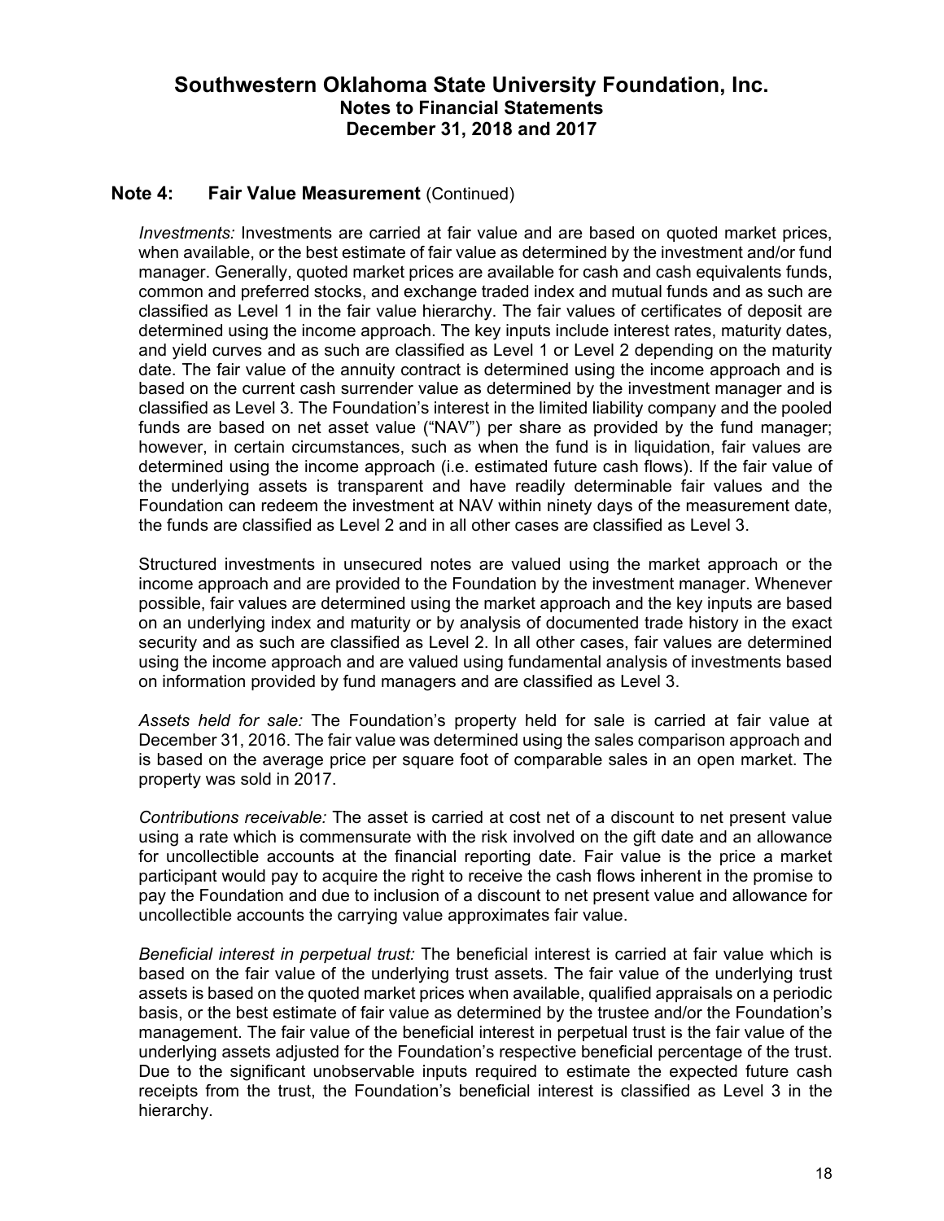## Note 4: Fair Value Measurement (Continued)

*Investments:* Investments are carried at fair value and are based on quoted market prices, when available, or the best estimate of fair value as determined by the investment and/or fund manager. Generally, quoted market prices are available for cash and cash equivalents funds, common and preferred stocks, and exchange traded index and mutual funds and as such are classified as Level 1 in the fair value hierarchy. The fair values of certificates of deposit are determined using the income approach. The key inputs include interest rates, maturity dates, and yield curves and as such are classified as Level 1 or Level 2 depending on the maturity date. The fair value of the annuity contract is determined using the income approach and is based on the current cash surrender value as determined by the investment manager and is classified as Level 3. The Foundation's interest in the limited liability company and the pooled funds are based on net asset value ("NAV") per share as provided by the fund manager; however, in certain circumstances, such as when the fund is in liquidation, fair values are determined using the income approach (i.e. estimated future cash flows). If the fair value of the underlying assets is transparent and have readily determinable fair values and the Foundation can redeem the investment at NAV within ninety days of the measurement date, the funds are classified as Level 2 and in all other cases are classified as Level 3.

Structured investments in unsecured notes are valued using the market approach or the income approach and are provided to the Foundation by the investment manager. Whenever possible, fair values are determined using the market approach and the key inputs are based on an underlying index and maturity or by analysis of documented trade history in the exact security and as such are classified as Level 2. In all other cases, fair values are determined using the income approach and are valued using fundamental analysis of investments based on information provided by fund managers and are classified as Level 3.

*Assets held for sale:* The Foundation's property held for sale is carried at fair value at December 31, 2016. The fair value was determined using the sales comparison approach and is based on the average price per square foot of comparable sales in an open market. The property was sold in 2017.

*Contributions receivable:* The asset is carried at cost net of a discount to net present value using a rate which is commensurate with the risk involved on the gift date and an allowance for uncollectible accounts at the financial reporting date. Fair value is the price a market participant would pay to acquire the right to receive the cash flows inherent in the promise to pay the Foundation and due to inclusion of a discount to net present value and allowance for uncollectible accounts the carrying value approximates fair value.

*Beneficial interest in perpetual trust:* The beneficial interest is carried at fair value which is based on the fair value of the underlying trust assets. The fair value of the underlying trust assets is based on the quoted market prices when available, qualified appraisals on a periodic basis, or the best estimate of fair value as determined by the trustee and/or the Foundation's management. The fair value of the beneficial interest in perpetual trust is the fair value of the underlying assets adjusted for the Foundation's respective beneficial percentage of the trust. Due to the significant unobservable inputs required to estimate the expected future cash receipts from the trust, the Foundation's beneficial interest is classified as Level 3 in the hierarchy.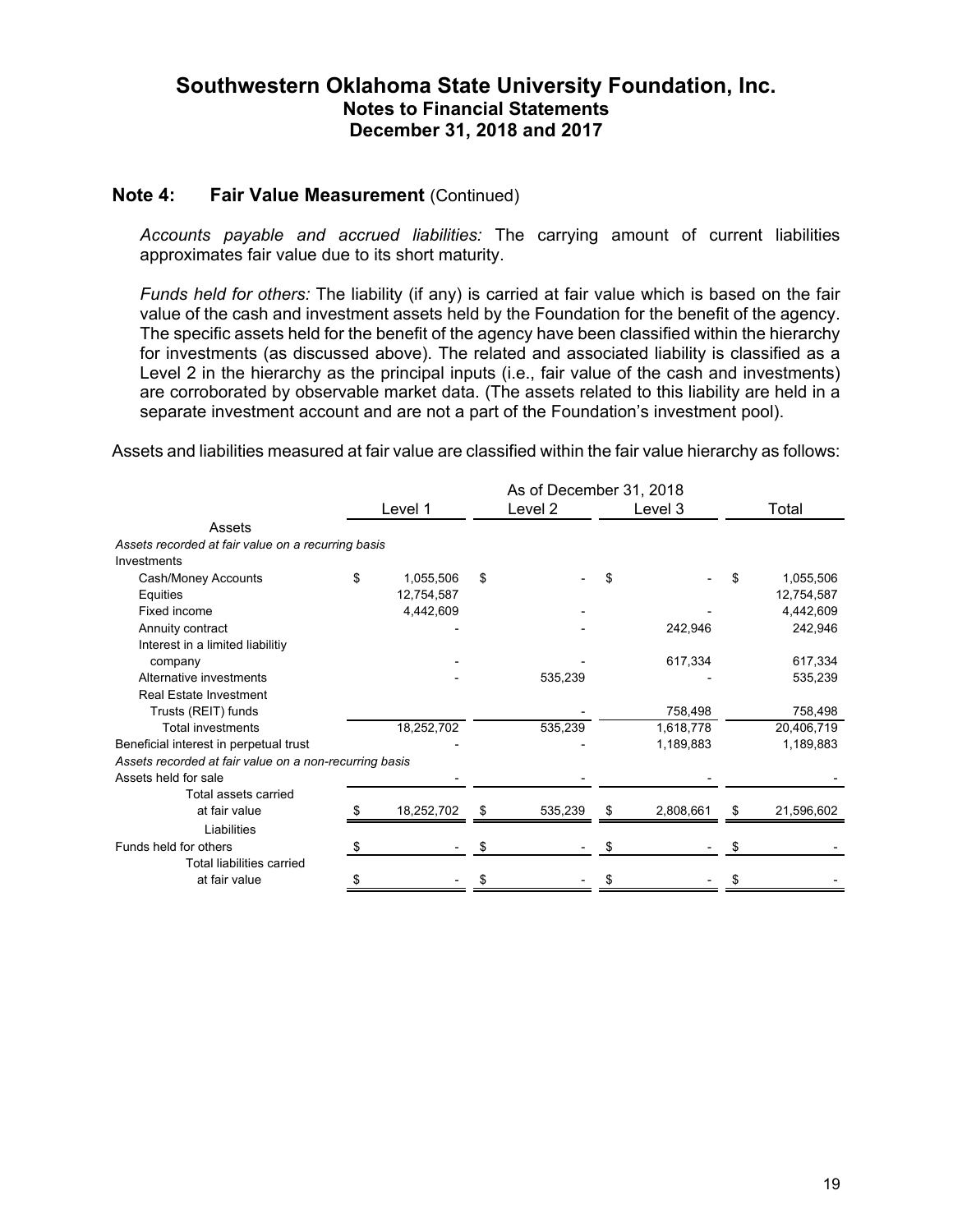## Note 4: Fair Value Measurement (Continued)

*Accounts payable and accrued liabilities:* The carrying amount of current liabilities approximates fair value due to its short maturity.

*Funds held for others:* The liability (if any) is carried at fair value which is based on the fair value of the cash and investment assets held by the Foundation for the benefit of the agency. The specific assets held for the benefit of the agency have been classified within the hierarchy for investments (as discussed above). The related and associated liability is classified as a Level 2 in the hierarchy as the principal inputs (i.e., fair value of the cash and investments) are corroborated by observable market data. (The assets related to this liability are held in a separate investment account and are not a part of the Foundation's investment pool).

Assets and liabilities measured at fair value are classified within the fair value hierarchy as follows:

| | As of December 31, 2018 | | | |
|---|---|---|---|---|
| | Level 1 | Level 2 | Level 3 | Total |
| Assets | | | | |
| *Assets recorded at fair value on a recurring basis* | | | | |
| Investments | | | | |
| Cash/Money Accounts | $ 1,055,506 | $ - | $ - | $ 1,055,506 |
| Equities | 12,754,587 | | | 12,754,587 |
| Fixed income | 4,442,609 | - | - | 4,442,609 |
| Annuity contract | - | - | 242,946 | 242,946 |
| Interest in a limited liabilitiy company | - | - | 617,334 | 617,334 |
| Alternative investments | - | 535,239 | - | 535,239 |
| Real Estate Investment Trusts (REIT) funds | | - | 758,498 | 758,498 |
| Total investments | 18,252,702 | 535,239 | 1,618,778 | 20,406,719 |
| Beneficial interest in perpetual trust | - | - | 1,189,883 | 1,189,883 |
| *Assets recorded at fair value on a non-recurring basis* | | | | |
| Assets held for sale | - | - | - | - |
| Total assets carried at fair value | $ 18,252,702 | $ 535,239 | $ 2,808,661 | $ 21,596,602 |
| Liabilities | | | | |
| Funds held for others | $ - | $ - | $ - | $ - |
| Total liabilities carried at fair value | $ - | $ - | $ - | $ - |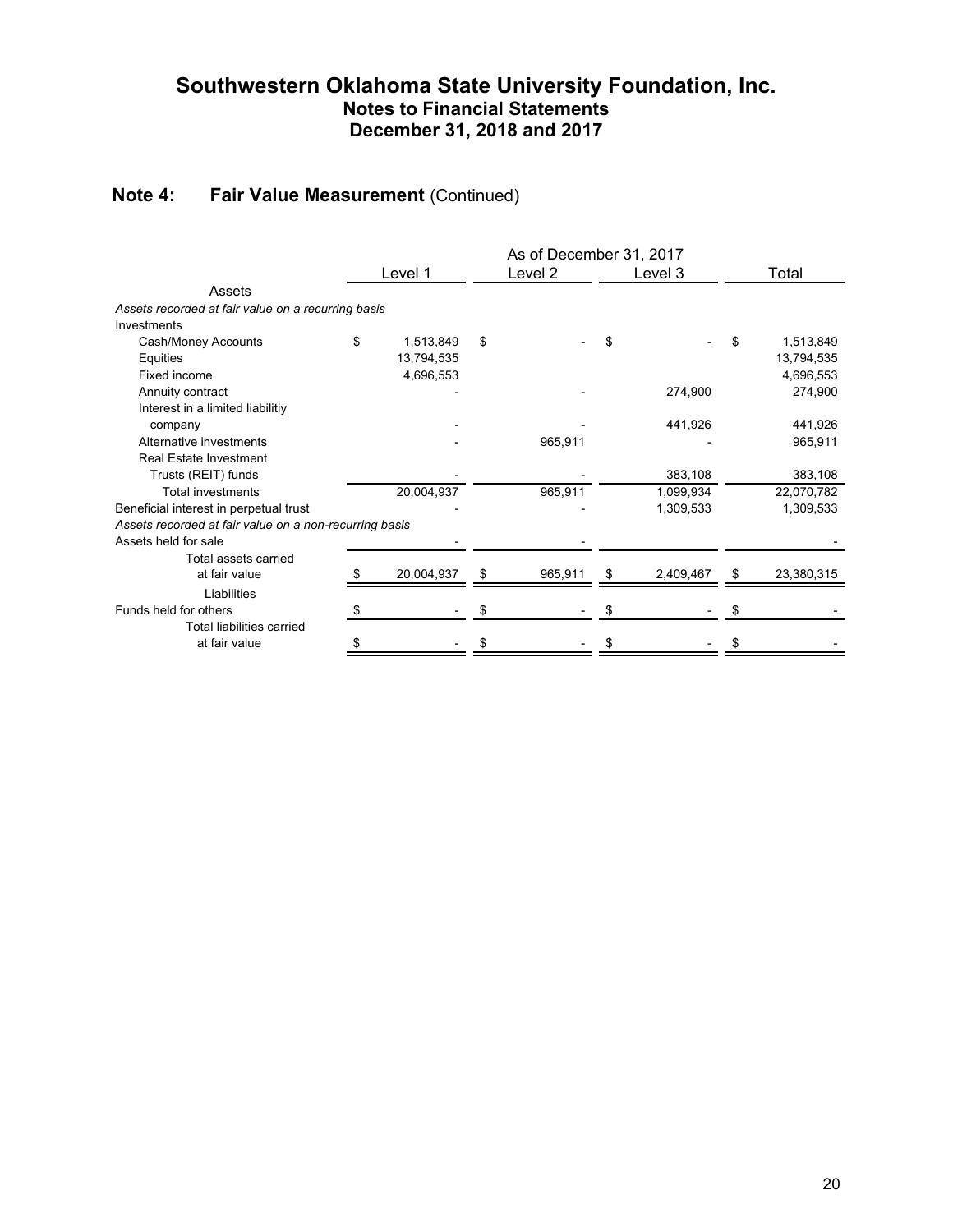## Note 4: Fair Value Measurement (Continued)

| | As of December 31, 2017 | | | |
|---|---|---|---|---|
| | Level 1 | Level 2 | Level 3 | Total |
| **Assets** | | | | |
| *Assets recorded at fair value on a recurring basis* | | | | |
| Investments | | | | |
| Cash/Money Accounts | $ 1,513,849 | $ - | $ - | $ 1,513,849 |
| Equities | 13,794,535 | | | 13,794,535 |
| Fixed income | 4,696,553 | | | 4,696,553 |
| Annuity contract | - | - | 274,900 | 274,900 |
| Interest in a limited liabilitiy company | - | - | 441,926 | 441,926 |
| Alternative investments | - | 965,911 | - | 965,911 |
| Real Estate Investment Trusts (REIT) funds | - | - | 383,108 | 383,108 |
| Total investments | 20,004,937 | 965,911 | 1,099,934 | 22,070,782 |
| Beneficial interest in perpetual trust | - | - | 1,309,533 | 1,309,533 |
| *Assets recorded at fair value on a non-recurring basis* | | | | |
| Assets held for sale | - | - | | - |
| Total assets carried at fair value | $ 20,004,937 | $ 965,911 | $ 2,409,467 | $ 23,380,315 |
| **Liabilities** | | | | |
| Funds held for others | $ - | $ - | $ - | $ - |
| Total liabilities carried at fair value | $ - | $ - | $ - | $ - |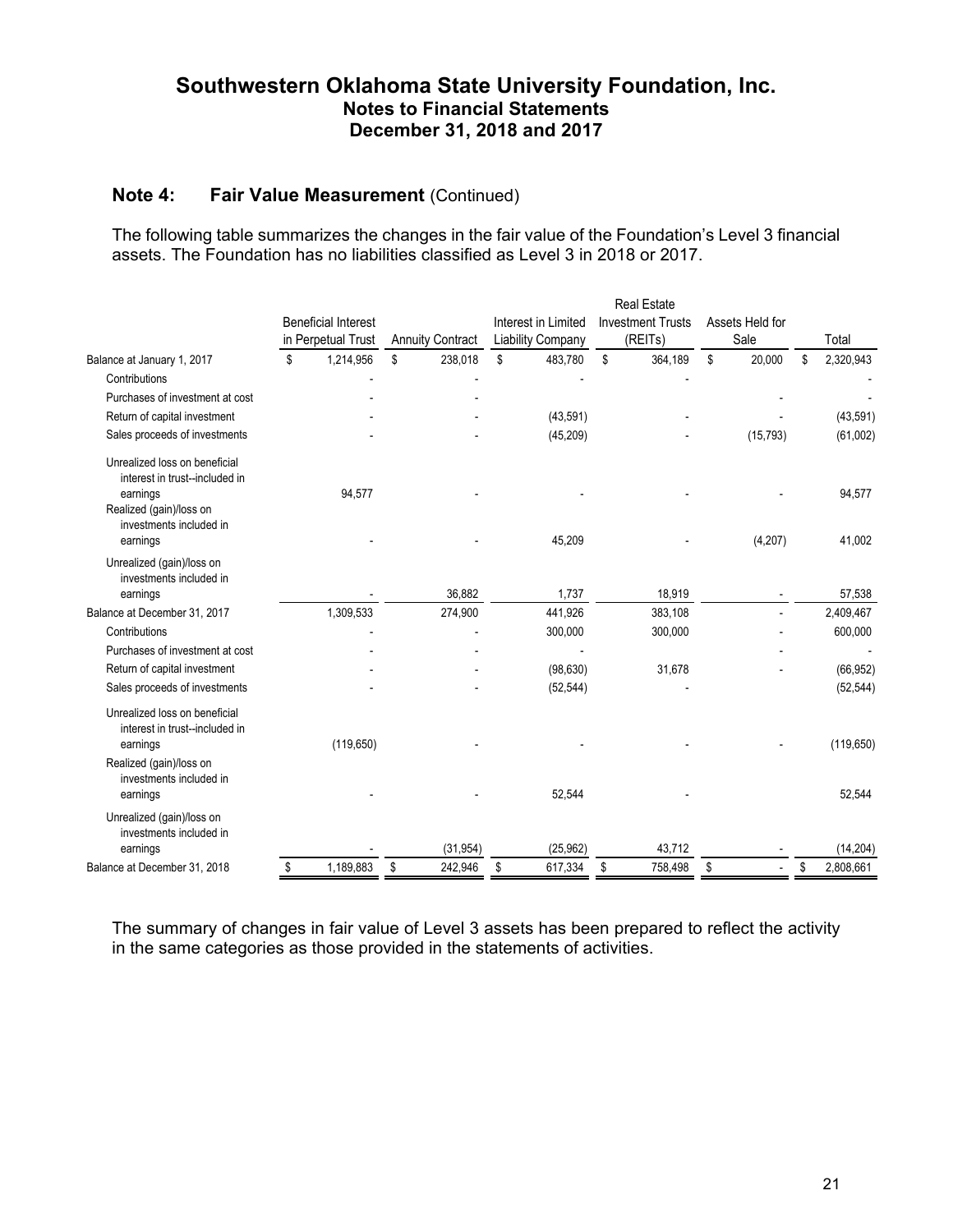# Southwestern Oklahoma State University Foundation, Inc.
## Notes to Financial Statements
## December 31, 2018 and 2017

### Note 4: Fair Value Measurement (Continued)

The following table summarizes the changes in the fair value of the Foundation's Level 3 financial assets. The Foundation has no liabilities classified as Level 3 in 2018 or 2017.

| | Beneficial Interest in Perpetual Trust | Annuity Contract | Interest in Limited Liability Company | Real Estate Investment Trusts (REITs) | Assets Held for Sale | Total |
|---|---|---|---|---|---|---|
| Balance at January 1, 2017 | $ 1,214,956 | $ 238,018 | $ 483,780 | $ 364,189 | $ 20,000 | $ 2,320,943 |
| Contributions | - | - | - | - | | - |
| Purchases of investment at cost | - | - | | | - | - |
| Return of capital investment | - | - | (43,591) | - | - | (43,591) |
| Sales proceeds of investments | - | - | (45,209) | - | (15,793) | (61,002) |
| Unrealized loss on beneficial interest in trust--included in earnings | 94,577 | - | - | - | - | 94,577 |
| Realized (gain)/loss on investments included in earnings | - | - | 45,209 | - | (4,207) | 41,002 |
| Unrealized (gain)/loss on investments included in earnings | - | 36,882 | 1,737 | 18,919 | - | 57,538 |
| Balance at December 31, 2017 | 1,309,533 | 274,900 | 441,926 | 383,108 | - | 2,409,467 |
| Contributions | - | - | 300,000 | 300,000 | - | 600,000 |
| Purchases of investment at cost | - | - | - | | - | - |
| Return of capital investment | - | - | (98,630) | 31,678 | - | (66,952) |
| Sales proceeds of investments | - | - | (52,544) | | - | (52,544) |
| Unrealized loss on beneficial interest in trust--included in earnings | (119,650) | - | - | - | - | (119,650) |
| Realized (gain)/loss on investments included in earnings | - | - | 52,544 | - | - | 52,544 |
| Unrealized (gain)/loss on investments included in earnings | - | (31,954) | (25,962) | 43,712 | - | (14,204) |
| Balance at December 31, 2018 | $ 1,189,883 | $ 242,946 | $ 617,334 | $ 758,498 | $ - | $ 2,808,661 |

The summary of changes in fair value of Level 3 assets has been prepared to reflect the activity in the same categories as those provided in the statements of activities.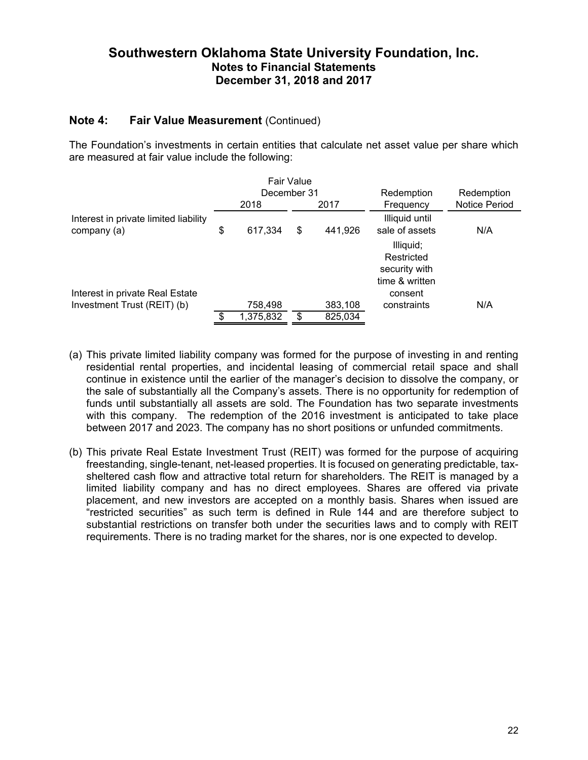## Note 4: Fair Value Measurement (Continued)

The Foundation's investments in certain entities that calculate net asset value per share which are measured at fair value include the following:

| | Fair Value December 31 | | Redemption Frequency | Redemption Notice Period |
|---|---|---|---|---|
| | 2018 | 2017 | | |
| Interest in private limited liability company (a) | $ 617,334 | $ 441,926 | Illiquid until sale of assets | N/A |
| Interest in private Real Estate Investment Trust (REIT) (b) | 758,498 | 383,108 | Illiquid; Restricted security with time & written consent constraints | N/A |
| | $ 1,375,832 | $ 825,034 | | |

(a) This private limited liability company was formed for the purpose of investing in and renting residential rental properties, and incidental leasing of commercial retail space and shall continue in existence until the earlier of the manager's decision to dissolve the company, or the sale of substantially all the Company's assets. There is no opportunity for redemption of funds until substantially all assets are sold. The Foundation has two separate investments with this company. The redemption of the 2016 investment is anticipated to take place between 2017 and 2023. The company has no short positions or unfunded commitments.

(b) This private Real Estate Investment Trust (REIT) was formed for the purpose of acquiring freestanding, single-tenant, net-leased properties. It is focused on generating predictable, tax-sheltered cash flow and attractive total return for shareholders. The REIT is managed by a limited liability company and has no direct employees. Shares are offered via private placement, and new investors are accepted on a monthly basis. Shares when issued are "restricted securities" as such term is defined in Rule 144 and are therefore subject to substantial restrictions on transfer both under the securities laws and to comply with REIT requirements. There is no trading market for the shares, nor is one expected to develop.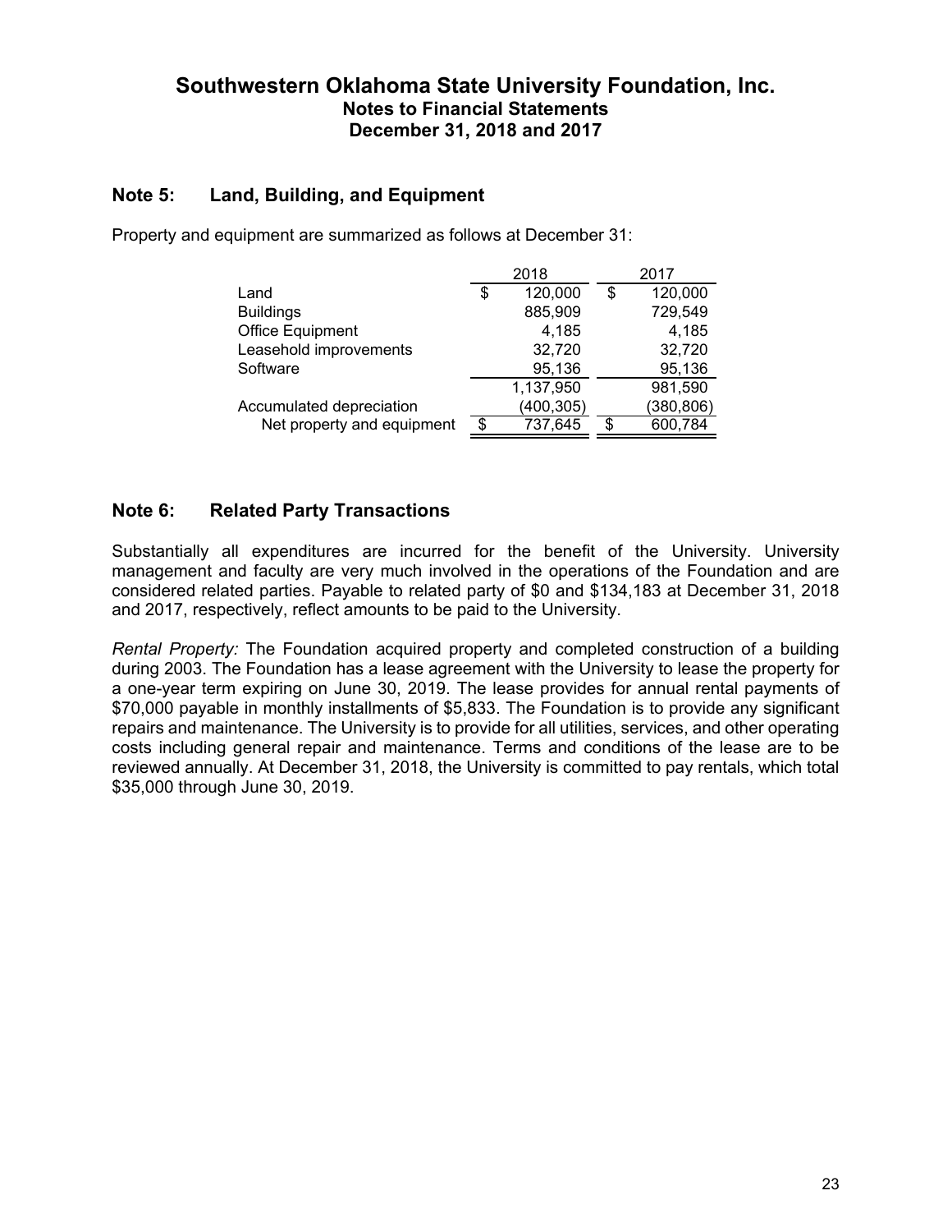# Southwestern Oklahoma State University Foundation, Inc.
## Notes to Financial Statements
## December 31, 2018 and 2017

### Note 5: Land, Building, and Equipment

Property and equipment are summarized as follows at December 31:

| | 2018 | 2017 |
|---|---|---|
| Land | $ 120,000 | $ 120,000 |
| Buildings | 885,909 | 729,549 |
| Office Equipment | 4,185 | 4,185 |
| Leasehold improvements | 32,720 | 32,720 |
| Software | 95,136 | 95,136 |
| | 1,137,950 | 981,590 |
| Accumulated depreciation | (400,305) | (380,806) |
| Net property and equipment | $ 737,645 | $ 600,784 |

### Note 6: Related Party Transactions

Substantially all expenditures are incurred for the benefit of the University. University management and faculty are very much involved in the operations of the Foundation and are considered related parties. Payable to related party of $0 and $134,183 at December 31, 2018 and 2017, respectively, reflect amounts to be paid to the University.

*Rental Property:* The Foundation acquired property and completed construction of a building during 2003. The Foundation has a lease agreement with the University to lease the property for a one-year term expiring on June 30, 2019. The lease provides for annual rental payments of $70,000 payable in monthly installments of $5,833. The Foundation is to provide any significant repairs and maintenance. The University is to provide for all utilities, services, and other operating costs including general repair and maintenance. Terms and conditions of the lease are to be reviewed annually. At December 31, 2018, the University is committed to pay rentals, which total $35,000 through June 30, 2019.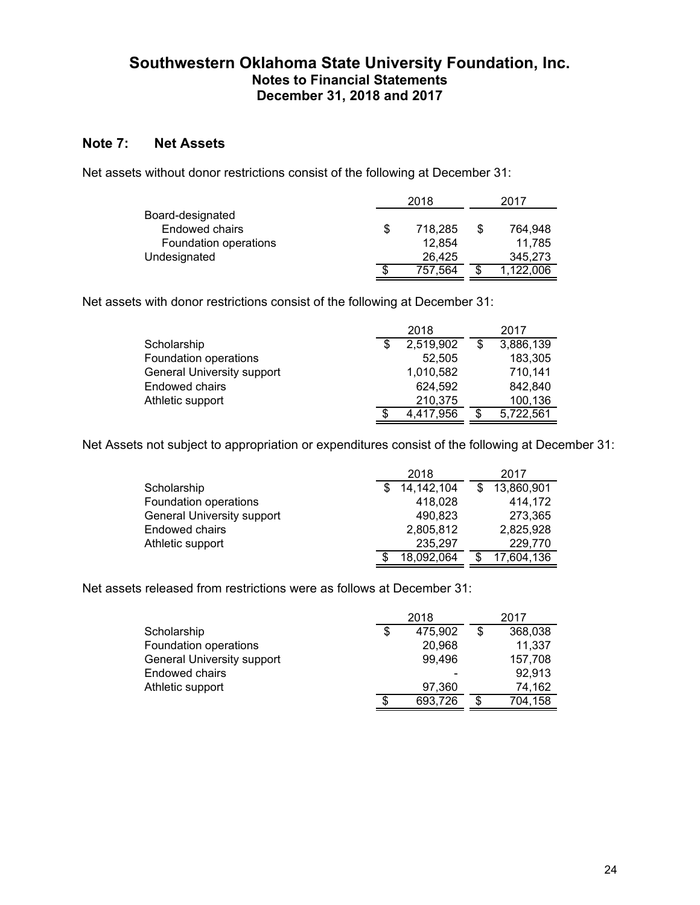## Note 7: Net Assets

Net assets without donor restrictions consist of the following at December 31:

| | 2018 | 2017 |
|---|---|---|
| Board-designated | | |
| Endowed chairs | $ 718,285 | $ 764,948 |
| Foundation operations | 12,854 | 11,785 |
| Undesignated | 26,425 | 345,273 |
| | $ 757,564 | $ 1,122,006 |

Net assets with donor restrictions consist of the following at December 31:

| | 2018 | 2017 |
|---|---|---|
| Scholarship | $ 2,519,902 | $ 3,886,139 |
| Foundation operations | 52,505 | 183,305 |
| General University support | 1,010,582 | 710,141 |
| Endowed chairs | 624,592 | 842,840 |
| Athletic support | 210,375 | 100,136 |
| | $ 4,417,956 | $ 5,722,561 |

Net Assets not subject to appropriation or expenditures consist of the following at December 31:

| | 2018 | 2017 |
|---|---|---|
| Scholarship | $ 14,142,104 | $ 13,860,901 |
| Foundation operations | 418,028 | 414,172 |
| General University support | 490,823 | 273,365 |
| Endowed chairs | 2,805,812 | 2,825,928 |
| Athletic support | 235,297 | 229,770 |
| | $ 18,092,064 | $ 17,604,136 |

Net assets released from restrictions were as follows at December 31:

| | 2018 | 2017 |
|---|---|---|
| Scholarship | $ 475,902 | $ 368,038 |
| Foundation operations | 20,968 | 11,337 |
| General University support | 99,496 | 157,708 |
| Endowed chairs | - | 92,913 |
| Athletic support | 97,360 | 74,162 |
| | $ 693,726 | $ 704,158 |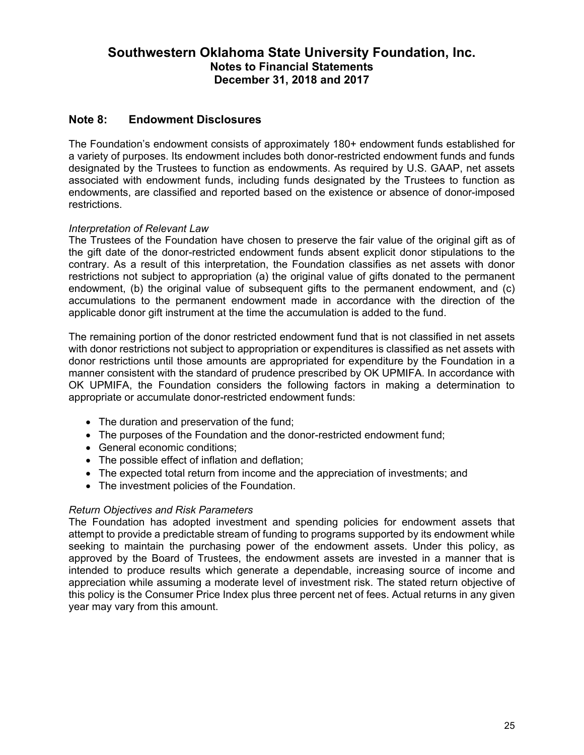## Note 8: Endowment Disclosures

The Foundation's endowment consists of approximately 180+ endowment funds established for a variety of purposes. Its endowment includes both donor-restricted endowment funds and funds designated by the Trustees to function as endowments. As required by U.S. GAAP, net assets associated with endowment funds, including funds designated by the Trustees to function as endowments, are classified and reported based on the existence or absence of donor-imposed restrictions.

*Interpretation of Relevant Law*

The Trustees of the Foundation have chosen to preserve the fair value of the original gift as of the gift date of the donor-restricted endowment funds absent explicit donor stipulations to the contrary. As a result of this interpretation, the Foundation classifies as net assets with donor restrictions not subject to appropriation (a) the original value of gifts donated to the permanent endowment, (b) the original value of subsequent gifts to the permanent endowment, and (c) accumulations to the permanent endowment made in accordance with the direction of the applicable donor gift instrument at the time the accumulation is added to the fund.

The remaining portion of the donor restricted endowment fund that is not classified in net assets with donor restrictions not subject to appropriation or expenditures is classified as net assets with donor restrictions until those amounts are appropriated for expenditure by the Foundation in a manner consistent with the standard of prudence prescribed by OK UPMIFA. In accordance with OK UPMIFA, the Foundation considers the following factors in making a determination to appropriate or accumulate donor-restricted endowment funds:

- The duration and preservation of the fund;
- The purposes of the Foundation and the donor-restricted endowment fund;
- General economic conditions;
- The possible effect of inflation and deflation;
- The expected total return from income and the appreciation of investments; and
- The investment policies of the Foundation.

*Return Objectives and Risk Parameters*

The Foundation has adopted investment and spending policies for endowment assets that attempt to provide a predictable stream of funding to programs supported by its endowment while seeking to maintain the purchasing power of the endowment assets. Under this policy, as approved by the Board of Trustees, the endowment assets are invested in a manner that is intended to produce results which generate a dependable, increasing source of income and appreciation while assuming a moderate level of investment risk. The stated return objective of this policy is the Consumer Price Index plus three percent net of fees. Actual returns in any given year may vary from this amount.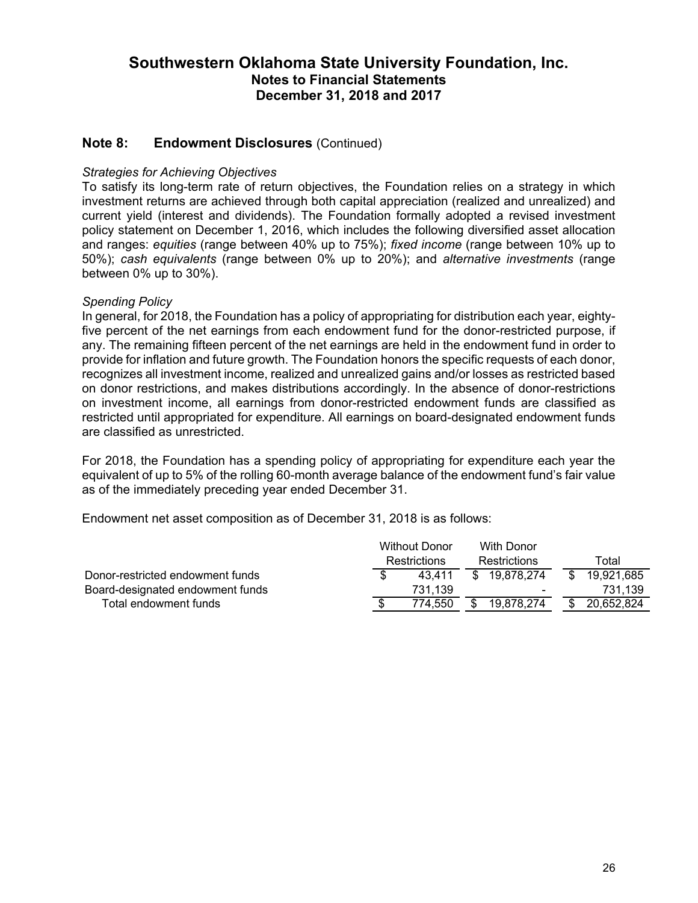# Southwestern Oklahoma State University Foundation, Inc.
## Notes to Financial Statements
## December 31, 2018 and 2017

### Note 8: Endowment Disclosures (Continued)

*Strategies for Achieving Objectives*

To satisfy its long-term rate of return objectives, the Foundation relies on a strategy in which investment returns are achieved through both capital appreciation (realized and unrealized) and current yield (interest and dividends). The Foundation formally adopted a revised investment policy statement on December 1, 2016, which includes the following diversified asset allocation and ranges: *equities* (range between 40% up to 75%); *fixed income* (range between 10% up to 50%); *cash equivalents* (range between 0% up to 20%); and *alternative investments* (range between 0% up to 30%).

*Spending Policy*

In general, for 2018, the Foundation has a policy of appropriating for distribution each year, eighty-five percent of the net earnings from each endowment fund for the donor-restricted purpose, if any. The remaining fifteen percent of the net earnings are held in the endowment fund in order to provide for inflation and future growth. The Foundation honors the specific requests of each donor, recognizes all investment income, realized and unrealized gains and/or losses as restricted based on donor restrictions, and makes distributions accordingly. In the absence of donor-restrictions on investment income, all earnings from donor-restricted endowment funds are classified as restricted until appropriated for expenditure. All earnings on board-designated endowment funds are classified as unrestricted.

For 2018, the Foundation has a spending policy of appropriating for expenditure each year the equivalent of up to 5% of the rolling 60-month average balance of the endowment fund's fair value as of the immediately preceding year ended December 31.

Endowment net asset composition as of December 31, 2018 is as follows:

| | Without Donor Restrictions | With Donor Restrictions | Total |
|---|---|---|---|
| Donor-restricted endowment funds | $ 43,411 | $ 19,878,274 | $ 19,921,685 |
| Board-designated endowment funds | 731,139 | - | 731,139 |
| Total endowment funds | $ 774,550 | $ 19,878,274 | $ 20,652,824 |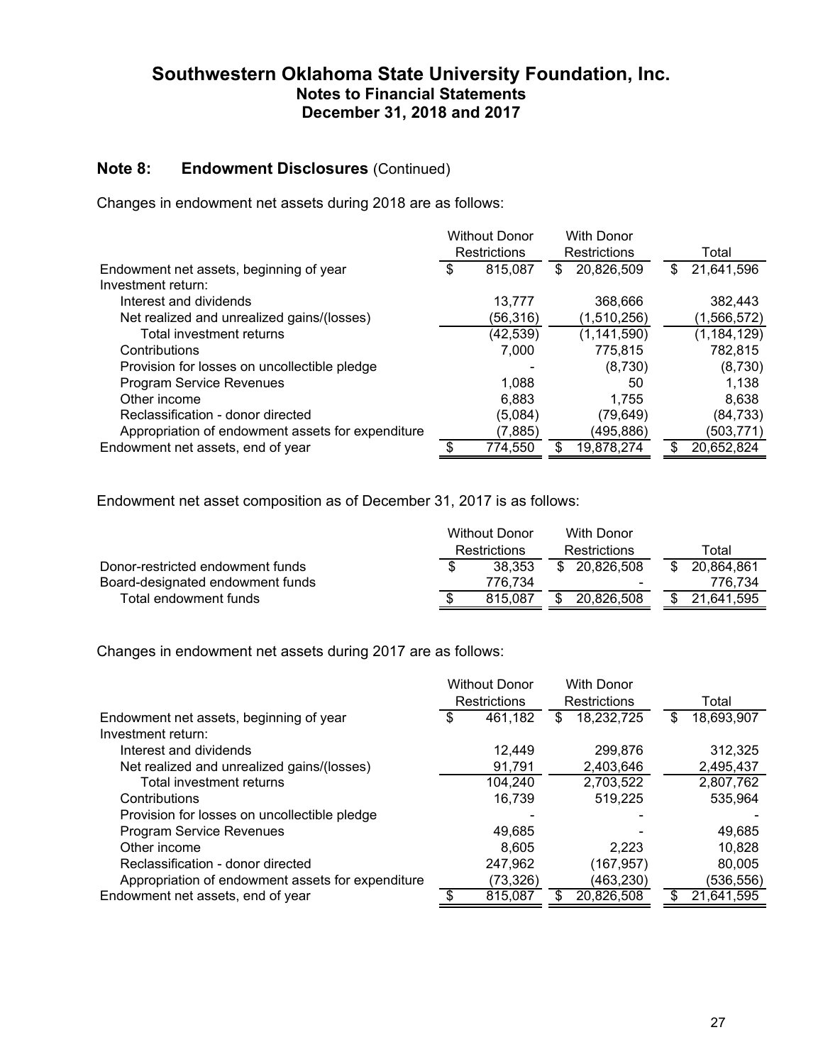# Southwestern Oklahoma State University Foundation, Inc.
## Notes to Financial Statements
## December 31, 2018 and 2017

### Note 8: Endowment Disclosures (Continued)

Changes in endowment net assets during 2018 are as follows:

| | Without Donor Restrictions | With Donor Restrictions | Total |
|---|---|---|---|
| Endowment net assets, beginning of year | $ 815,087 | $ 20,826,509 | $ 21,641,596 |
| Investment return: | | | |
| Interest and dividends | 13,777 | 368,666 | 382,443 |
| Net realized and unrealized gains/(losses) | (56,316) | (1,510,256) | (1,566,572) |
| Total investment returns | (42,539) | (1,141,590) | (1,184,129) |
| Contributions | 7,000 | 775,815 | 782,815 |
| Provision for losses on uncollectible pledge | - | (8,730) | (8,730) |
| Program Service Revenues | 1,088 | 50 | 1,138 |
| Other income | 6,883 | 1,755 | 8,638 |
| Reclassification - donor directed | (5,084) | (79,649) | (84,733) |
| Appropriation of endowment assets for expenditure | (7,885) | (495,886) | (503,771) |
| Endowment net assets, end of year | $ 774,550 | $ 19,878,274 | $ 20,652,824 |

Endowment net asset composition as of December 31, 2017 is as follows:

| | Without Donor Restrictions | With Donor Restrictions | Total |
|---|---|---|---|
| Donor-restricted endowment funds | $ 38,353 | $ 20,826,508 | $ 20,864,861 |
| Board-designated endowment funds | 776,734 | - | 776,734 |
| Total endowment funds | $ 815,087 | $ 20,826,508 | $ 21,641,595 |

Changes in endowment net assets during 2017 are as follows:

| | Without Donor Restrictions | With Donor Restrictions | Total |
|---|---|---|---|
| Endowment net assets, beginning of year | $ 461,182 | $ 18,232,725 | $ 18,693,907 |
| Investment return: | | | |
| Interest and dividends | 12,449 | 299,876 | 312,325 |
| Net realized and unrealized gains/(losses) | 91,791 | 2,403,646 | 2,495,437 |
| Total investment returns | 104,240 | 2,703,522 | 2,807,762 |
| Contributions | 16,739 | 519,225 | 535,964 |
| Provision for losses on uncollectible pledge | - | - | - |
| Program Service Revenues | 49,685 | - | 49,685 |
| Other income | 8,605 | 2,223 | 10,828 |
| Reclassification - donor directed | 247,962 | (167,957) | 80,005 |
| Appropriation of endowment assets for expenditure | (73,326) | (463,230) | (536,556) |
| Endowment net assets, end of year | $ 815,087 | $ 20,826,508 | $ 21,641,595 |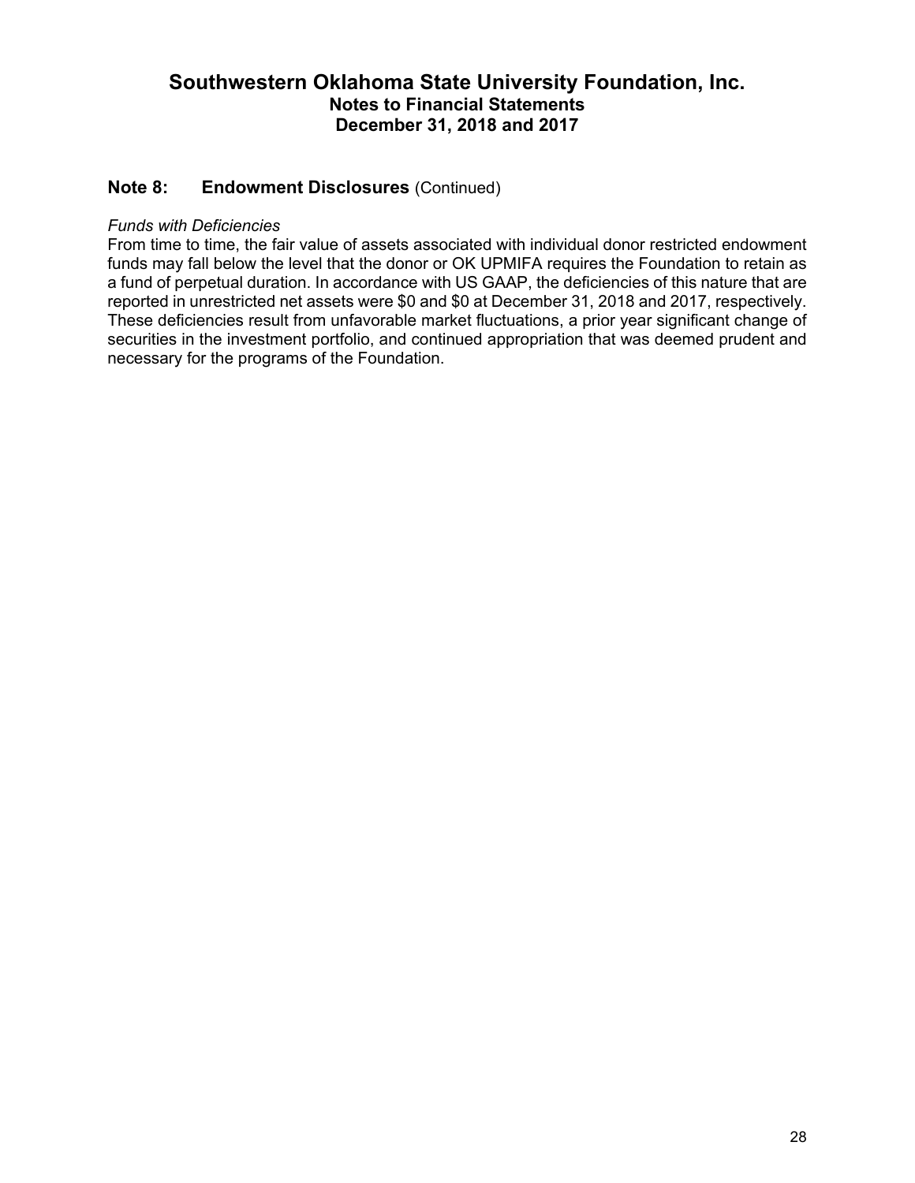## Note 8: Endowment Disclosures (Continued)

*Funds with Deficiencies*

From time to time, the fair value of assets associated with individual donor restricted endowment funds may fall below the level that the donor or OK UPMIFA requires the Foundation to retain as a fund of perpetual duration. In accordance with US GAAP, the deficiencies of this nature that are reported in unrestricted net assets were $0 and $0 at December 31, 2018 and 2017, respectively. These deficiencies result from unfavorable market fluctuations, a prior year significant change of securities in the investment portfolio, and continued appropriation that was deemed prudent and necessary for the programs of the Foundation.